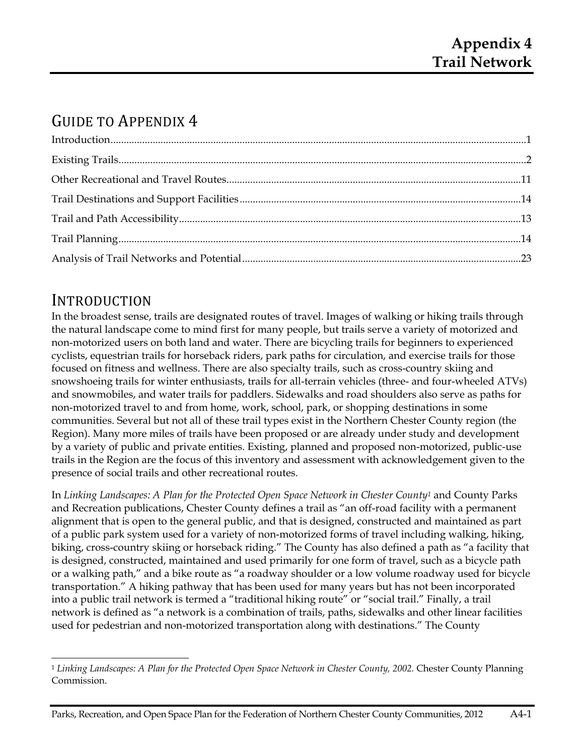# Appendix 4
# Trail Network

## GUIDE TO APPENDIX 4

Introduction....................................................................................................................................................1

Existing Trails.................................................................................................................................................2

Other Recreational and Travel Routes.......................................................................................................11

Trail Destinations and Support Facilities..................................................................................................14

Trail and Path Accessibility.........................................................................................................................13

Trail Planning................................................................................................................................................14

Analysis of Trail Networks and Potential.................................................................................................23

## INTRODUCTION

In the broadest sense, trails are designated routes of travel. Images of walking or hiking trails through the natural landscape come to mind first for many people, but trails serve a variety of motorized and non-motorized users on both land and water. There are bicycling trails for beginners to experienced cyclists, equestrian trails for horseback riders, park paths for circulation, and exercise trails for those focused on fitness and wellness. There are also specialty trails, such as cross-country skiing and snowshoeing trails for winter enthusiasts, trails for all-terrain vehicles (three- and four-wheeled ATVs) and snowmobiles, and water trails for paddlers. Sidewalks and road shoulders also serve as paths for non-motorized travel to and from home, work, school, park, or shopping destinations in some communities. Several but not all of these trail types exist in the Northern Chester County region (the Region). Many more miles of trails have been proposed or are already under study and development by a variety of public and private entities. Existing, planned and proposed non-motorized, public-use trails in the Region are the focus of this inventory and assessment with acknowledgement given to the presence of social trails and other recreational routes.

In *Linking Landscapes: A Plan for the Protected Open Space Network in Chester County*[1] and County Parks and Recreation publications, Chester County defines a trail as "an off-road facility with a permanent alignment that is open to the general public, and that is designed, constructed and maintained as part of a public park system used for a variety of non-motorized forms of travel including walking, hiking, biking, cross-country skiing or horseback riding." The County has also defined a path as "a facility that is designed, constructed, maintained and used primarily for one form of travel, such as a bicycle path or a walking path," and a bike route as "a roadway shoulder or a low volume roadway used for bicycle transportation." A hiking pathway that has been used for many years but has not been incorporated into a public trail network is termed a "traditional hiking route" or "social trail." Finally, a trail network is defined as "a network is a combination of trails, paths, sidewalks and other linear facilities used for pedestrian and non-motorized transportation along with destinations." The County

[1] *Linking Landscapes: A Plan for the Protected Open Space Network in Chester County, 2002.* Chester County Planning Commission.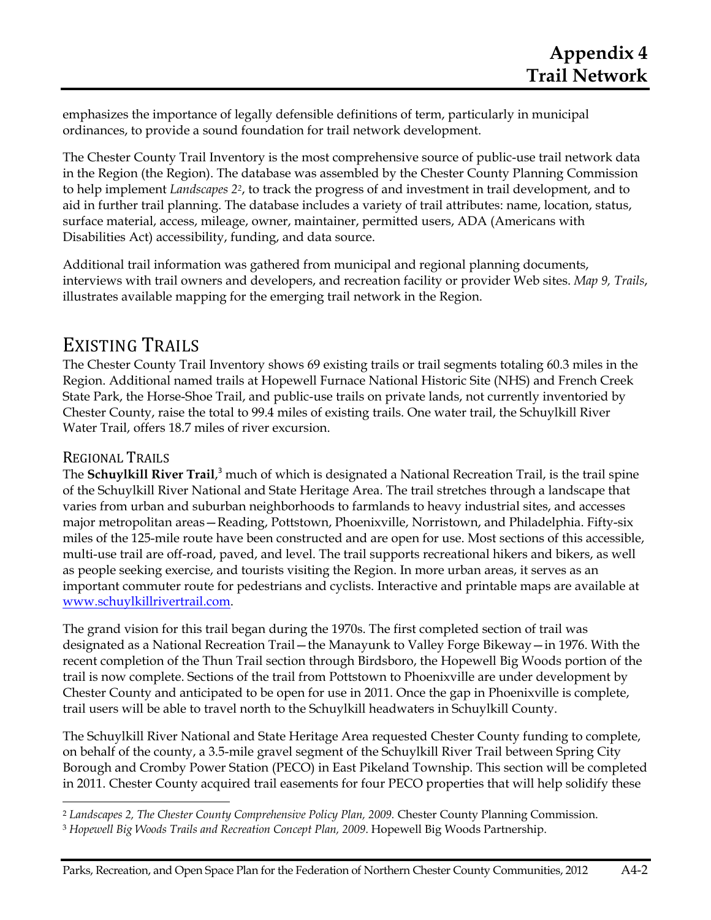emphasizes the importance of legally defensible definitions of term, particularly in municipal ordinances, to provide a sound foundation for trail network development.

The Chester County Trail Inventory is the most comprehensive source of public-use trail network data in the Region (the Region). The database was assembled by the Chester County Planning Commission to help implement *Landscapes 2*[2], to track the progress of and investment in trail development, and to aid in further trail planning. The database includes a variety of trail attributes: name, location, status, surface material, access, mileage, owner, maintainer, permitted users, ADA (Americans with Disabilities Act) accessibility, funding, and data source.

Additional trail information was gathered from municipal and regional planning documents, interviews with trail owners and developers, and recreation facility or provider Web sites. *Map 9, Trails*, illustrates available mapping for the emerging trail network in the Region.

## Existing Trails

The Chester County Trail Inventory shows 69 existing trails or trail segments totaling 60.3 miles in the Region. Additional named trails at Hopewell Furnace National Historic Site (NHS) and French Creek State Park, the Horse-Shoe Trail, and public-use trails on private lands, not currently inventoried by Chester County, raise the total to 99.4 miles of existing trails. One water trail, the Schuylkill River Water Trail, offers 18.7 miles of river excursion.

### Regional Trails

The **Schuylkill River Trail**,[3] much of which is designated a National Recreation Trail, is the trail spine of the Schuylkill River National and State Heritage Area. The trail stretches through a landscape that varies from urban and suburban neighborhoods to farmlands to heavy industrial sites, and accesses major metropolitan areas—Reading, Pottstown, Phoenixville, Norristown, and Philadelphia. Fifty-six miles of the 125-mile route have been constructed and are open for use. Most sections of this accessible, multi-use trail are off-road, paved, and level. The trail supports recreational hikers and bikers, as well as people seeking exercise, and tourists visiting the Region. In more urban areas, it serves as an important commuter route for pedestrians and cyclists. Interactive and printable maps are available at www.schuylkillrivertrail.com.

The grand vision for this trail began during the 1970s. The first completed section of trail was designated as a National Recreation Trail—the Manayunk to Valley Forge Bikeway—in 1976. With the recent completion of the Thun Trail section through Birdsboro, the Hopewell Big Woods portion of the trail is now complete. Sections of the trail from Pottstown to Phoenixville are under development by Chester County and anticipated to be open for use in 2011. Once the gap in Phoenixville is complete, trail users will be able to travel north to the Schuylkill headwaters in Schuylkill County.

The Schuylkill River National and State Heritage Area requested Chester County funding to complete, on behalf of the county, a 3.5-mile gravel segment of the Schuylkill River Trail between Spring City Borough and Cromby Power Station (PECO) in East Pikeland Township. This section will be completed in 2011. Chester County acquired trail easements for four PECO properties that will help solidify these

[2] *Landscapes 2, The Chester County Comprehensive Policy Plan, 2009.* Chester County Planning Commission.

[3] *Hopewell Big Woods Trails and Recreation Concept Plan, 2009*. Hopewell Big Woods Partnership.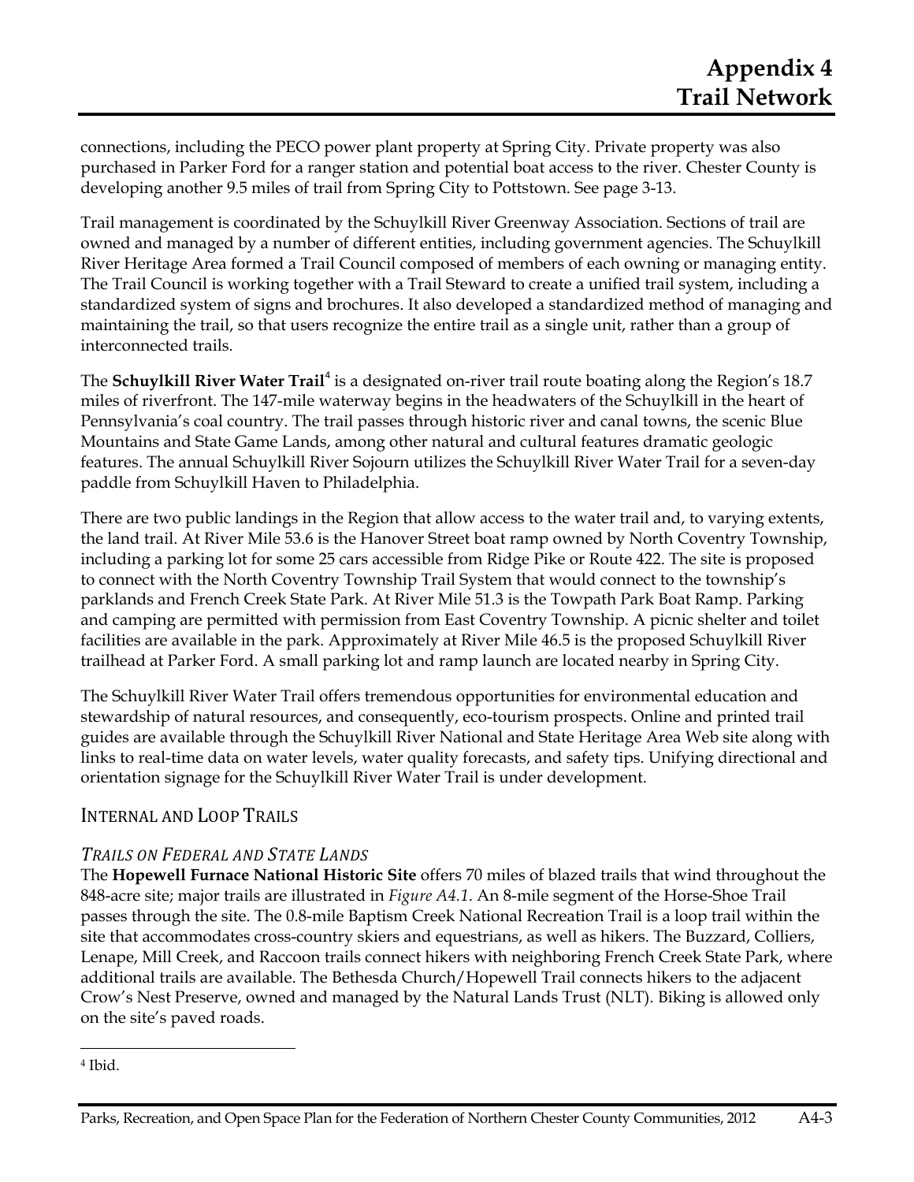connections, including the PECO power plant property at Spring City. Private property was also purchased in Parker Ford for a ranger station and potential boat access to the river. Chester County is developing another 9.5 miles of trail from Spring City to Pottstown. See page 3-13.

Trail management is coordinated by the Schuylkill River Greenway Association. Sections of trail are owned and managed by a number of different entities, including government agencies. The Schuylkill River Heritage Area formed a Trail Council composed of members of each owning or managing entity. The Trail Council is working together with a Trail Steward to create a unified trail system, including a standardized system of signs and brochures. It also developed a standardized method of managing and maintaining the trail, so that users recognize the entire trail as a single unit, rather than a group of interconnected trails.

The **Schuylkill River Water Trail**[4] is a designated on-river trail route boating along the Region's 18.7 miles of riverfront. The 147-mile waterway begins in the headwaters of the Schuylkill in the heart of Pennsylvania's coal country. The trail passes through historic river and canal towns, the scenic Blue Mountains and State Game Lands, among other natural and cultural features dramatic geologic features. The annual Schuylkill River Sojourn utilizes the Schuylkill River Water Trail for a seven-day paddle from Schuylkill Haven to Philadelphia.

There are two public landings in the Region that allow access to the water trail and, to varying extents, the land trail. At River Mile 53.6 is the Hanover Street boat ramp owned by North Coventry Township, including a parking lot for some 25 cars accessible from Ridge Pike or Route 422. The site is proposed to connect with the North Coventry Township Trail System that would connect to the township's parklands and French Creek State Park. At River Mile 51.3 is the Towpath Park Boat Ramp. Parking and camping are permitted with permission from East Coventry Township. A picnic shelter and toilet facilities are available in the park. Approximately at River Mile 46.5 is the proposed Schuylkill River trailhead at Parker Ford. A small parking lot and ramp launch are located nearby in Spring City.

The Schuylkill River Water Trail offers tremendous opportunities for environmental education and stewardship of natural resources, and consequently, eco-tourism prospects. Online and printed trail guides are available through the Schuylkill River National and State Heritage Area Web site along with links to real-time data on water levels, water quality forecasts, and safety tips. Unifying directional and orientation signage for the Schuylkill River Water Trail is under development.

## Internal and Loop Trails

### *Trails on Federal and State Lands*

The **Hopewell Furnace National Historic Site** offers 70 miles of blazed trails that wind throughout the 848-acre site; major trails are illustrated in *Figure A4.1*. An 8-mile segment of the Horse-Shoe Trail passes through the site. The 0.8-mile Baptism Creek National Recreation Trail is a loop trail within the site that accommodates cross-country skiers and equestrians, as well as hikers. The Buzzard, Colliers, Lenape, Mill Creek, and Raccoon trails connect hikers with neighboring French Creek State Park, where additional trails are available. The Bethesda Church/Hopewell Trail connects hikers to the adjacent Crow's Nest Preserve, owned and managed by the Natural Lands Trust (NLT). Biking is allowed only on the site's paved roads.

---

[4] Ibid.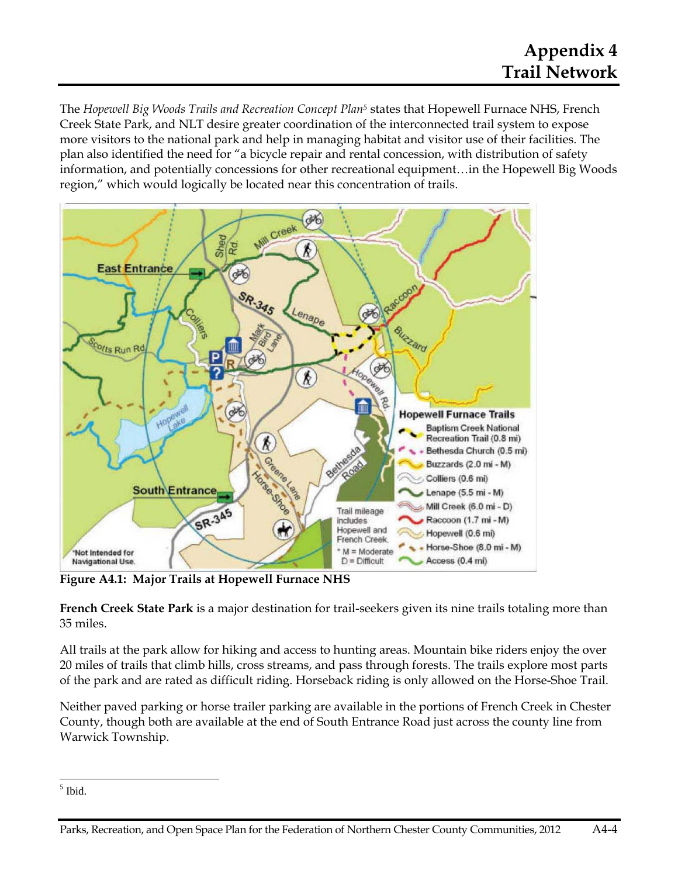# Appendix 4
# Trail Network

The *Hopewell Big Woods Trails and Recreation Concept Plan*[5] states that Hopewell Furnace NHS, French Creek State Park, and NLT desire greater coordination of the interconnected trail system to expose more visitors to the national park and help in managing habitat and visitor use of their facilities. The plan also identified the need for "a bicycle repair and rental concession, with distribution of safety information, and potentially concessions for other recreational equipment…in the Hopewell Big Woods region," which would logically be located near this concentration of trails.

**Figure A4.1: Major Trails at Hopewell Furnace NHS**

**French Creek State Park** is a major destination for trail-seekers given its nine trails totaling more than 35 miles.

All trails at the park allow for hiking and access to hunting areas. Mountain bike riders enjoy the over 20 miles of trails that climb hills, cross streams, and pass through forests. The trails explore most parts of the park and are rated as difficult riding. Horseback riding is only allowed on the Horse-Shoe Trail.

Neither paved parking or horse trailer parking are available in the portions of French Creek in Chester County, though both are available at the end of South Entrance Road just across the county line from Warwick Township.

---

[5] Ibid.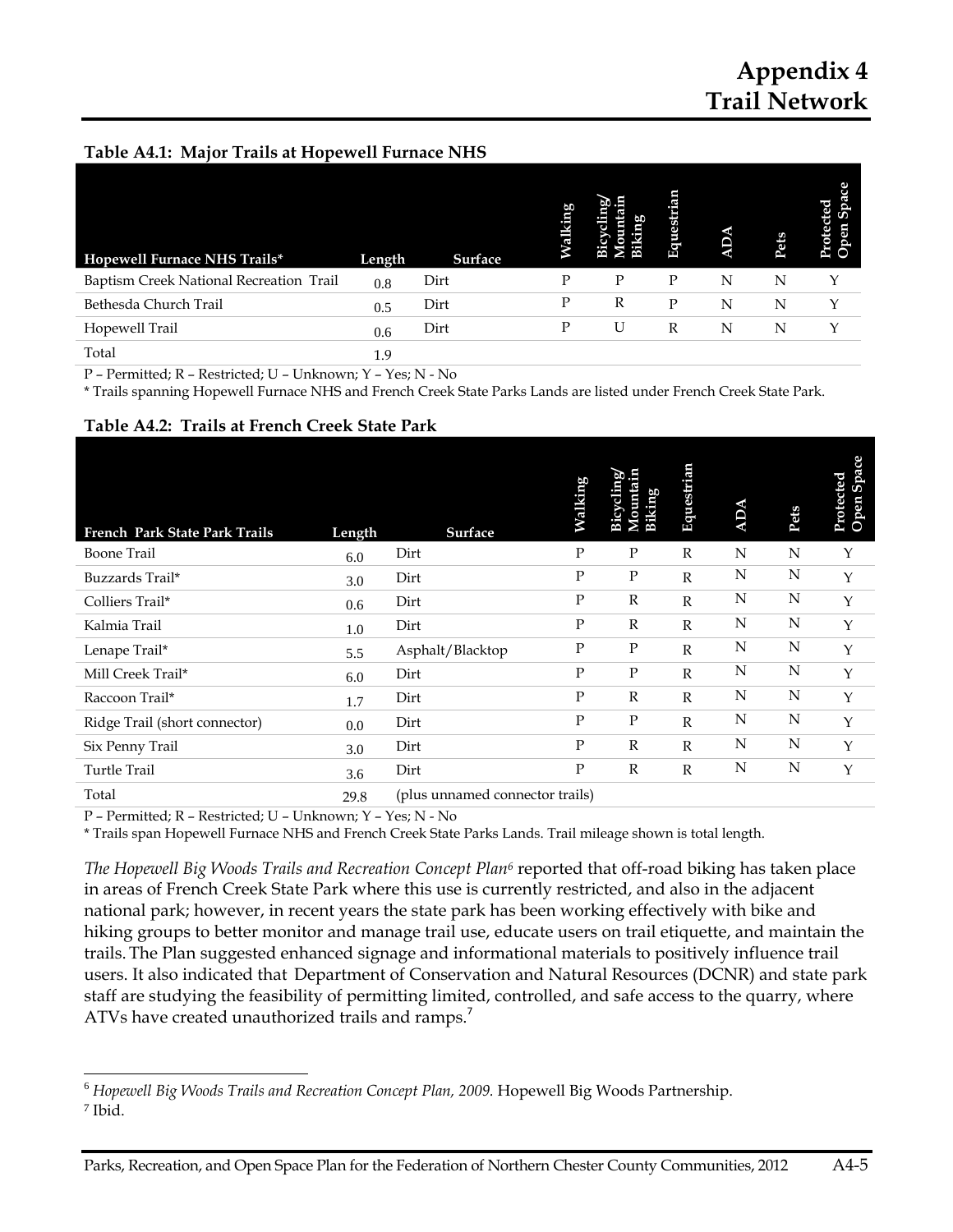# Appendix 4
# Trail Network

**Table A4.1: Major Trails at Hopewell Furnace NHS**

| Hopewell Furnace NHS Trails* | Length | Surface | Walking | Bicycling/ Mountain Biking | Equestrian | ADA | Pets | Protected Open Space |
|---|---|---|---|---|---|---|---|---|
| Baptism Creek National Recreation Trail | 0.8 | Dirt | P | P | P | N | N | Y |
| Bethesda Church Trail | 0.5 | Dirt | P | R | P | N | N | Y |
| Hopewell Trail | 0.6 | Dirt | P | U | R | N | N | Y |
| Total | 1.9 | | | | | | | |

P – Permitted; R – Restricted; U – Unknown; Y – Yes; N - No

\* Trails spanning Hopewell Furnace NHS and French Creek State Parks Lands are listed under French Creek State Park.

**Table A4.2: Trails at French Creek State Park**

| French Park State Park Trails | Length | Surface | Walking | Bicycling/ Mountain Biking | Equestrian | ADA | Pets | Protected Open Space |
|---|---|---|---|---|---|---|---|---|
| Boone Trail | 6.0 | Dirt | P | P | R | N | N | Y |
| Buzzards Trail* | 3.0 | Dirt | P | P | R | N | N | Y |
| Colliers Trail* | 0.6 | Dirt | P | R | R | N | N | Y |
| Kalmia Trail | 1.0 | Dirt | P | R | R | N | N | Y |
| Lenape Trail* | 5.5 | Asphalt/Blacktop | P | P | R | N | N | Y |
| Mill Creek Trail* | 6.0 | Dirt | P | P | R | N | N | Y |
| Raccoon Trail* | 1.7 | Dirt | P | R | R | N | N | Y |
| Ridge Trail (short connector) | 0.0 | Dirt | P | P | R | N | N | Y |
| Six Penny Trail | 3.0 | Dirt | P | R | R | N | N | Y |
| Turtle Trail | 3.6 | Dirt | P | R | R | N | N | Y |
| Total | 29.8 | (plus unnamed connector trails) | | | | | | |

P – Permitted; R – Restricted; U – Unknown; Y – Yes; N - No

\* Trails span Hopewell Furnace NHS and French Creek State Parks Lands. Trail mileage shown is total length.

*The Hopewell Big Woods Trails and Recreation Concept Plan*[6] reported that off-road biking has taken place in areas of French Creek State Park where this use is currently restricted, and also in the adjacent national park; however, in recent years the state park has been working effectively with bike and hiking groups to better monitor and manage trail use, educate users on trail etiquette, and maintain the trails. The Plan suggested enhanced signage and informational materials to positively influence trail users. It also indicated that Department of Conservation and Natural Resources (DCNR) and state park staff are studying the feasibility of permitting limited, controlled, and safe access to the quarry, where ATVs have created unauthorized trails and ramps.[7]

---

[6] *Hopewell Big Woods Trails and Recreation Concept Plan, 2009.* Hopewell Big Woods Partnership.

[7] Ibid.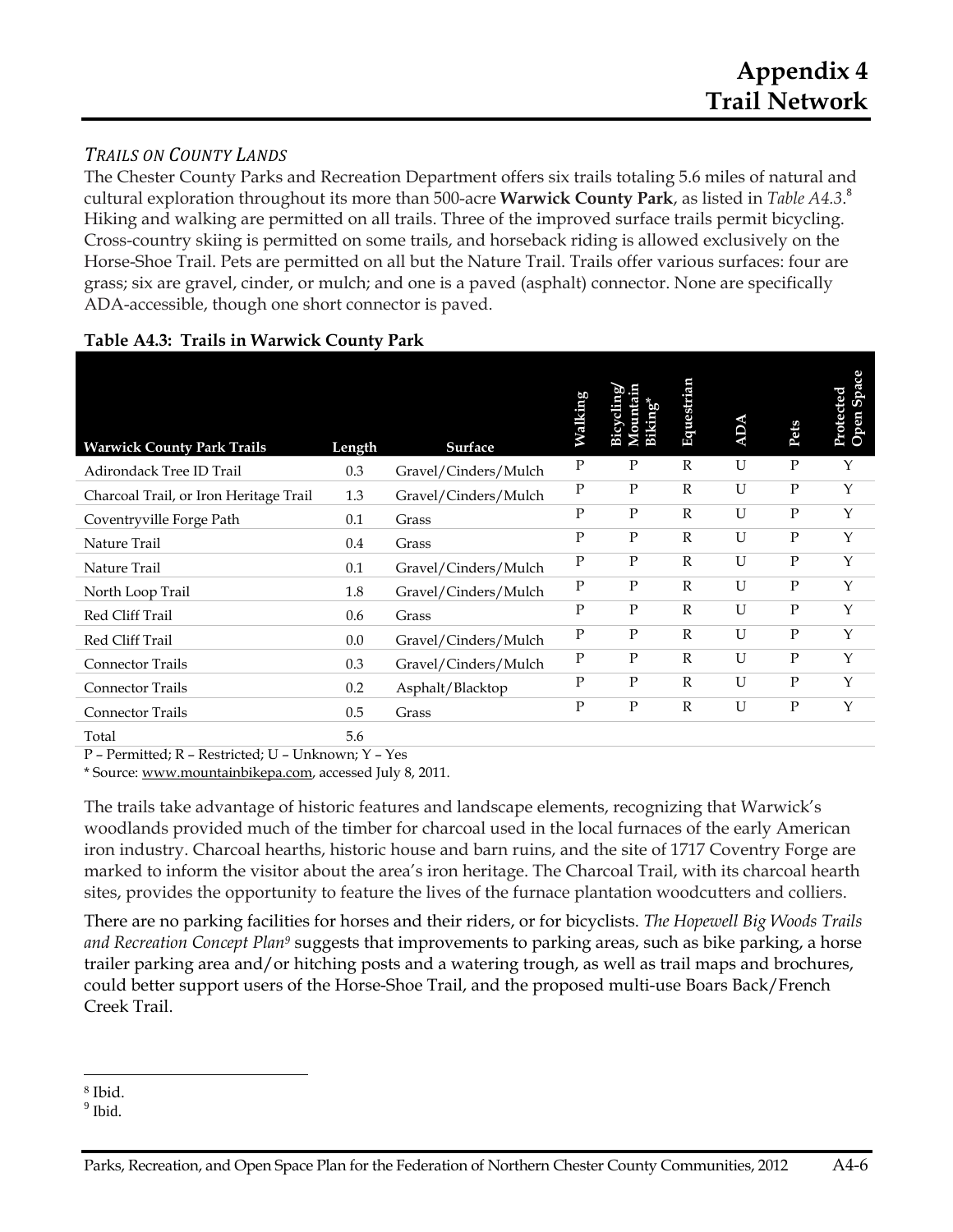# Appendix 4
# Trail Network

### *Trails on County Lands*

The Chester County Parks and Recreation Department offers six trails totaling 5.6 miles of natural and cultural exploration throughout its more than 500-acre **Warwick County Park**, as listed in *Table A4.3*.[8] Hiking and walking are permitted on all trails. Three of the improved surface trails permit bicycling. Cross-country skiing is permitted on some trails, and horseback riding is allowed exclusively on the Horse-Shoe Trail. Pets are permitted on all but the Nature Trail. Trails offer various surfaces: four are grass; six are gravel, cinder, or mulch; and one is a paved (asphalt) connector. None are specifically ADA-accessible, though one short connector is paved.

**Table A4.3: Trails in Warwick County Park**

| Warwick County Park Trails | Length | Surface | Walking | Bicycling/ Mountain Biking* | Equestrian | ADA | Pets | Protected Open Space |
|---|---|---|---|---|---|---|---|---|
| Adirondack Tree ID Trail | 0.3 | Gravel/Cinders/Mulch | P | P | R | U | P | Y |
| Charcoal Trail, or Iron Heritage Trail | 1.3 | Gravel/Cinders/Mulch | P | P | R | U | P | Y |
| Coventryville Forge Path | 0.1 | Grass | P | P | R | U | P | Y |
| Nature Trail | 0.4 | Grass | P | P | R | U | P | Y |
| Nature Trail | 0.1 | Gravel/Cinders/Mulch | P | P | R | U | P | Y |
| North Loop Trail | 1.8 | Gravel/Cinders/Mulch | P | P | R | U | P | Y |
| Red Cliff Trail | 0.6 | Grass | P | P | R | U | P | Y |
| Red Cliff Trail | 0.0 | Gravel/Cinders/Mulch | P | P | R | U | P | Y |
| Connector Trails | 0.3 | Gravel/Cinders/Mulch | P | P | R | U | P | Y |
| Connector Trails | 0.2 | Asphalt/Blacktop | P | P | R | U | P | Y |
| Connector Trails | 0.5 | Grass | P | P | R | U | P | Y |
| Total | 5.6 | | | | | | | |

P – Permitted; R – Restricted; U – Unknown; Y – Yes

* Source: www.mountainbikepa.com, accessed July 8, 2011.

The trails take advantage of historic features and landscape elements, recognizing that Warwick's woodlands provided much of the timber for charcoal used in the local furnaces of the early American iron industry. Charcoal hearths, historic house and barn ruins, and the site of 1717 Coventry Forge are marked to inform the visitor about the area's iron heritage. The Charcoal Trail, with its charcoal hearth sites, provides the opportunity to feature the lives of the furnace plantation woodcutters and colliers.

There are no parking facilities for horses and their riders, or for bicyclists. *The Hopewell Big Woods Trails and Recreation Concept Plan*[9] suggests that improvements to parking areas, such as bike parking, a horse trailer parking area and/or hitching posts and a watering trough, as well as trail maps and brochures, could better support users of the Horse-Shoe Trail, and the proposed multi-use Boars Back/French Creek Trail.

[8] Ibid.

[9] Ibid.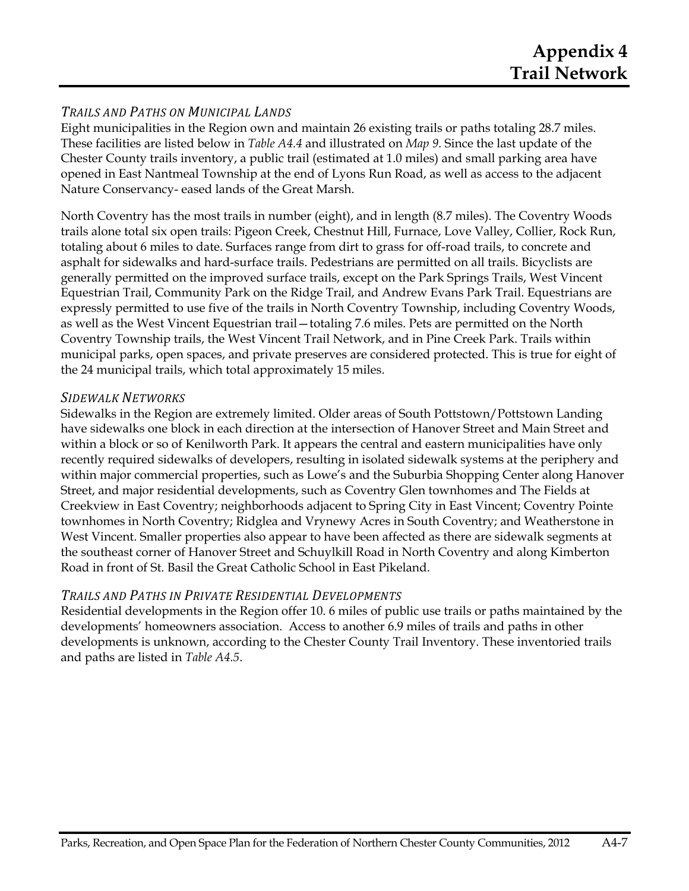# Appendix 4
# Trail Network

### *TRAILS AND PATHS ON MUNICIPAL LANDS*

Eight municipalities in the Region own and maintain 26 existing trails or paths totaling 28.7 miles. These facilities are listed below in *Table A4.4* and illustrated on *Map 9*. Since the last update of the Chester County trails inventory, a public trail (estimated at 1.0 miles) and small parking area have opened in East Nantmeal Township at the end of Lyons Run Road, as well as access to the adjacent Nature Conservancy- eased lands of the Great Marsh.

North Coventry has the most trails in number (eight), and in length (8.7 miles). The Coventry Woods trails alone total six open trails: Pigeon Creek, Chestnut Hill, Furnace, Love Valley, Collier, Rock Run, totaling about 6 miles to date. Surfaces range from dirt to grass for off-road trails, to concrete and asphalt for sidewalks and hard-surface trails. Pedestrians are permitted on all trails. Bicyclists are generally permitted on the improved surface trails, except on the Park Springs Trails, West Vincent Equestrian Trail, Community Park on the Ridge Trail, and Andrew Evans Park Trail. Equestrians are expressly permitted to use five of the trails in North Coventry Township, including Coventry Woods, as well as the West Vincent Equestrian trail—totaling 7.6 miles. Pets are permitted on the North Coventry Township trails, the West Vincent Trail Network, and in Pine Creek Park. Trails within municipal parks, open spaces, and private preserves are considered protected. This is true for eight of the 24 municipal trails, which total approximately 15 miles.

### *SIDEWALK NETWORKS*

Sidewalks in the Region are extremely limited. Older areas of South Pottstown/Pottstown Landing have sidewalks one block in each direction at the intersection of Hanover Street and Main Street and within a block or so of Kenilworth Park. It appears the central and eastern municipalities have only recently required sidewalks of developers, resulting in isolated sidewalk systems at the periphery and within major commercial properties, such as Lowe's and the Suburbia Shopping Center along Hanover Street, and major residential developments, such as Coventry Glen townhomes and The Fields at Creekview in East Coventry; neighborhoods adjacent to Spring City in East Vincent; Coventry Pointe townhomes in North Coventry; Ridglea and Vrynewy Acres in South Coventry; and Weatherstone in West Vincent. Smaller properties also appear to have been affected as there are sidewalk segments at the southeast corner of Hanover Street and Schuylkill Road in North Coventry and along Kimberton Road in front of St. Basil the Great Catholic School in East Pikeland.

### *TRAILS AND PATHS IN PRIVATE RESIDENTIAL DEVELOPMENTS*

Residential developments in the Region offer 10. 6 miles of public use trails or paths maintained by the developments' homeowners association. Access to another 6.9 miles of trails and paths in other developments is unknown, according to the Chester County Trail Inventory. These inventoried trails and paths are listed in *Table A4.5*.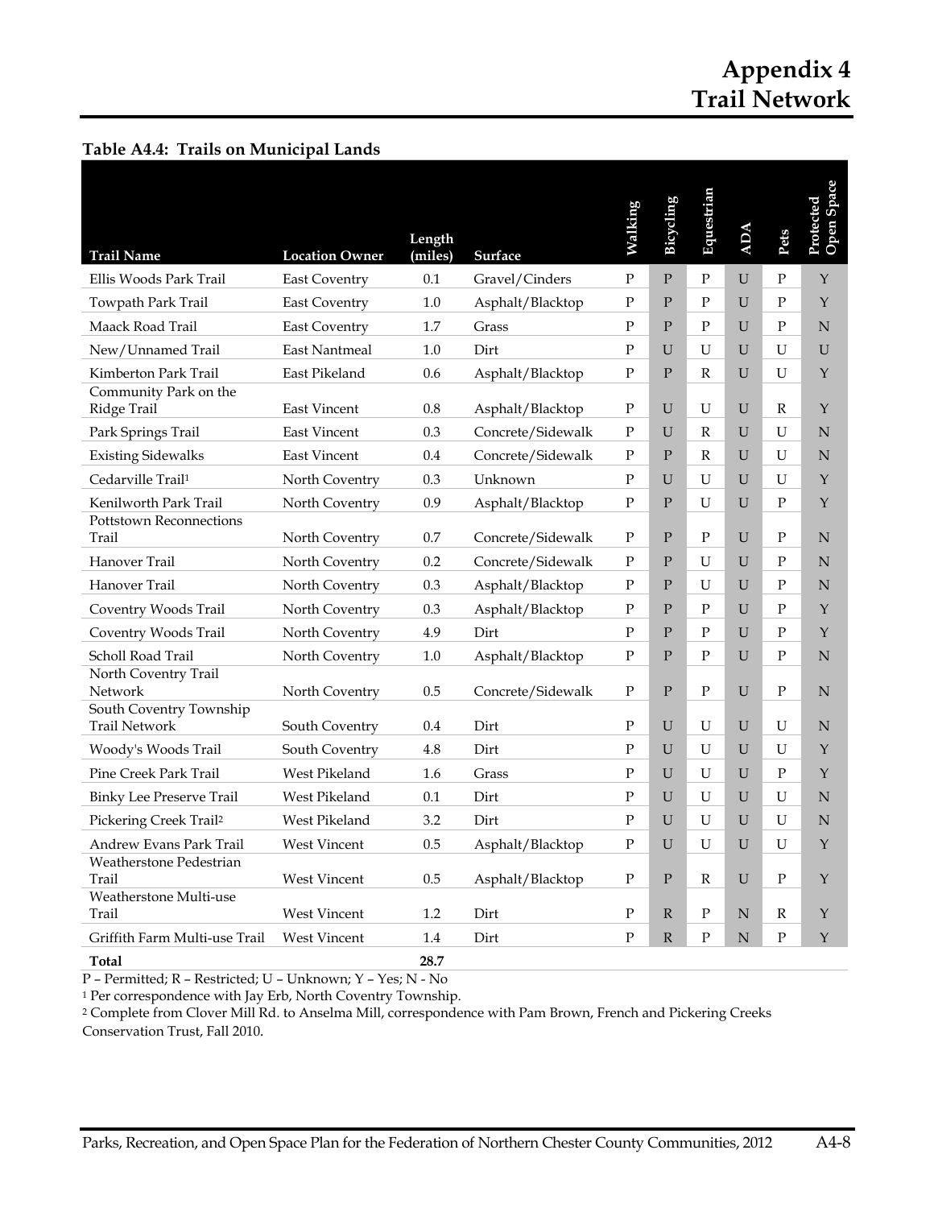# Appendix 4
# Trail Network

**Table A4.4: Trails on Municipal Lands**

| Trail Name | Location Owner | Length (miles) | Surface | Walking | Bicycling | Equestrian | ADA | Pets | Protected Open Space |
|---|---|---|---|---|---|---|---|---|---|
| Ellis Woods Park Trail | East Coventry | 0.1 | Gravel/Cinders | P | P | P | U | P | Y |
| Towpath Park Trail | East Coventry | 1.0 | Asphalt/Blacktop | P | P | P | U | P | Y |
| Maack Road Trail | East Coventry | 1.7 | Grass | P | P | P | U | P | N |
| New/Unnamed Trail | East Nantmeal | 1.0 | Dirt | P | U | U | U | U | U |
| Kimberton Park Trail | East Pikeland | 0.6 | Asphalt/Blacktop | P | P | R | U | U | Y |
| Community Park on the Ridge Trail | East Vincent | 0.8 | Asphalt/Blacktop | P | U | U | U | R | Y |
| Park Springs Trail | East Vincent | 0.3 | Concrete/Sidewalk | P | U | R | U | U | N |
| Existing Sidewalks | East Vincent | 0.4 | Concrete/Sidewalk | P | P | R | U | U | N |
| Cedarville Trail[1] | North Coventry | 0.3 | Unknown | P | U | U | U | U | Y |
| Kenilworth Park Trail | North Coventry | 0.9 | Asphalt/Blacktop | P | P | U | U | P | Y |
| Pottstown Reconnections Trail | North Coventry | 0.7 | Concrete/Sidewalk | P | P | P | U | P | N |
| Hanover Trail | North Coventry | 0.2 | Concrete/Sidewalk | P | P | U | U | P | N |
| Hanover Trail | North Coventry | 0.3 | Asphalt/Blacktop | P | P | U | U | P | N |
| Coventry Woods Trail | North Coventry | 0.3 | Asphalt/Blacktop | P | P | P | U | P | Y |
| Coventry Woods Trail | North Coventry | 4.9 | Dirt | P | P | P | U | P | Y |
| Scholl Road Trail | North Coventry | 1.0 | Asphalt/Blacktop | P | P | P | U | P | N |
| North Coventry Trail Network | North Coventry | 0.5 | Concrete/Sidewalk | P | P | P | U | P | N |
| South Coventry Township Trail Network | South Coventry | 0.4 | Dirt | P | U | U | U | U | N |
| Woody's Woods Trail | South Coventry | 4.8 | Dirt | P | U | U | U | U | Y |
| Pine Creek Park Trail | West Pikeland | 1.6 | Grass | P | U | U | U | P | Y |
| Binky Lee Preserve Trail | West Pikeland | 0.1 | Dirt | P | U | U | U | U | N |
| Pickering Creek Trail[2] | West Pikeland | 3.2 | Dirt | P | U | U | U | U | N |
| Andrew Evans Park Trail | West Vincent | 0.5 | Asphalt/Blacktop | P | U | U | U | U | Y |
| Weatherstone Pedestrian Trail | West Vincent | 0.5 | Asphalt/Blacktop | P | P | R | U | P | Y |
| Weatherstone Multi-use Trail | West Vincent | 1.2 | Dirt | P | R | P | N | R | Y |
| Griffith Farm Multi-use Trail | West Vincent | 1.4 | Dirt | P | R | P | N | P | Y |
| **Total** | | **28.7** | | | | | | | |

P – Permitted; R – Restricted; U – Unknown; Y – Yes; N - No

[1] Per correspondence with Jay Erb, North Coventry Township.

[2] Complete from Clover Mill Rd. to Anselma Mill, correspondence with Pam Brown, French and Pickering Creeks Conservation Trust, Fall 2010.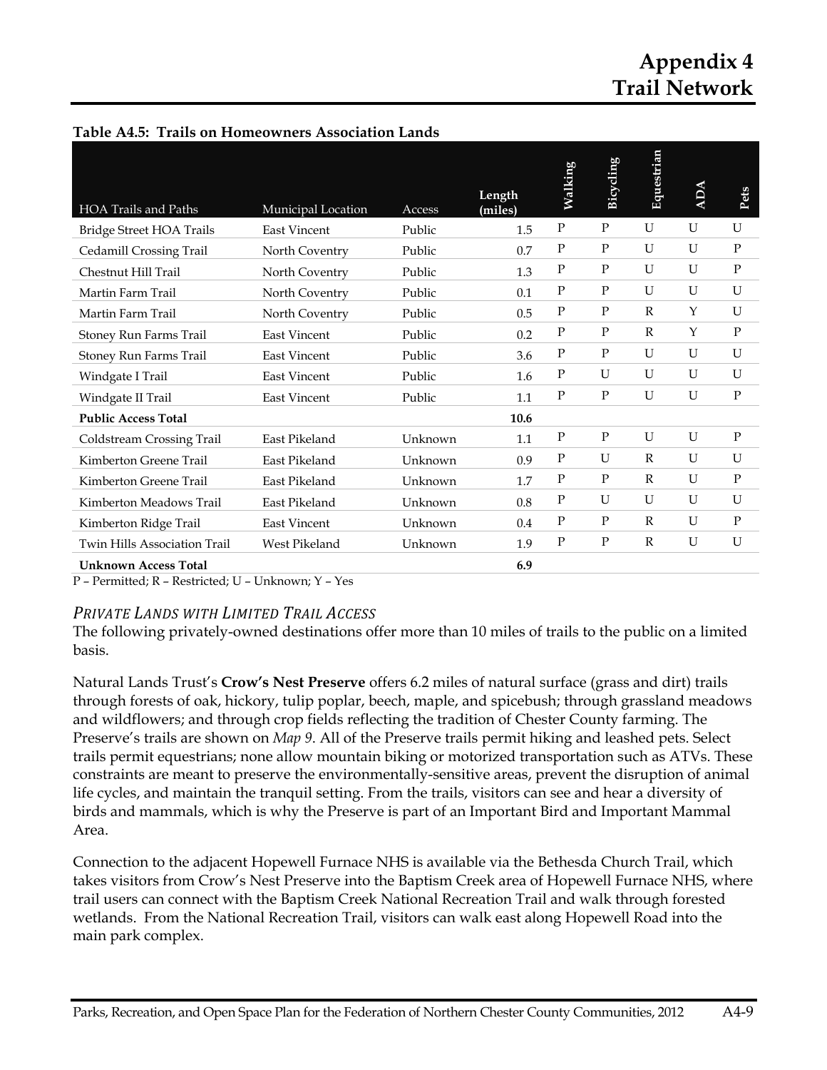# Appendix 4
# Trail Network

**Table A4.5: Trails on Homeowners Association Lands**

| HOA Trails and Paths | Municipal Location | Access | Length (miles) | Walking | Bicycling | Equestrian | ADA | Pets |
|---|---|---|---|---|---|---|---|---|
| Bridge Street HOA Trails | East Vincent | Public | 1.5 | P | P | U | U | U |
| Cedamill Crossing Trail | North Coventry | Public | 0.7 | P | P | U | U | P |
| Chestnut Hill Trail | North Coventry | Public | 1.3 | P | P | U | U | P |
| Martin Farm Trail | North Coventry | Public | 0.1 | P | P | U | U | U |
| Martin Farm Trail | North Coventry | Public | 0.5 | P | P | R | Y | U |
| Stoney Run Farms Trail | East Vincent | Public | 0.2 | P | P | R | Y | P |
| Stoney Run Farms Trail | East Vincent | Public | 3.6 | P | P | U | U | U |
| Windgate I Trail | East Vincent | Public | 1.6 | P | U | U | U | U |
| Windgate II Trail | East Vincent | Public | 1.1 | P | P | U | U | P |
| **Public Access Total** | | | **10.6** | | | | | |
| Coldstream Crossing Trail | East Pikeland | Unknown | 1.1 | P | P | U | U | P |
| Kimberton Greene Trail | East Pikeland | Unknown | 0.9 | P | U | R | U | U |
| Kimberton Greene Trail | East Pikeland | Unknown | 1.7 | P | P | R | U | P |
| Kimberton Meadows Trail | East Pikeland | Unknown | 0.8 | P | U | U | U | U |
| Kimberton Ridge Trail | East Vincent | Unknown | 0.4 | P | P | R | U | P |
| Twin Hills Association Trail | West Pikeland | Unknown | 1.9 | P | P | R | U | U |
| **Unknown Access Total** | | | **6.9** | | | | | |

P – Permitted; R – Restricted; U – Unknown; Y – Yes

### *Private Lands with Limited Trail Access*

The following privately-owned destinations offer more than 10 miles of trails to the public on a limited basis.

Natural Lands Trust's **Crow's Nest Preserve** offers 6.2 miles of natural surface (grass and dirt) trails through forests of oak, hickory, tulip poplar, beech, maple, and spicebush; through grassland meadows and wildflowers; and through crop fields reflecting the tradition of Chester County farming. The Preserve's trails are shown on *Map 9*. All of the Preserve trails permit hiking and leashed pets. Select trails permit equestrians; none allow mountain biking or motorized transportation such as ATVs. These constraints are meant to preserve the environmentally-sensitive areas, prevent the disruption of animal life cycles, and maintain the tranquil setting. From the trails, visitors can see and hear a diversity of birds and mammals, which is why the Preserve is part of an Important Bird and Important Mammal Area.

Connection to the adjacent Hopewell Furnace NHS is available via the Bethesda Church Trail, which takes visitors from Crow's Nest Preserve into the Baptism Creek area of Hopewell Furnace NHS, where trail users can connect with the Baptism Creek National Recreation Trail and walk through forested wetlands. From the National Recreation Trail, visitors can walk east along Hopewell Road into the main park complex.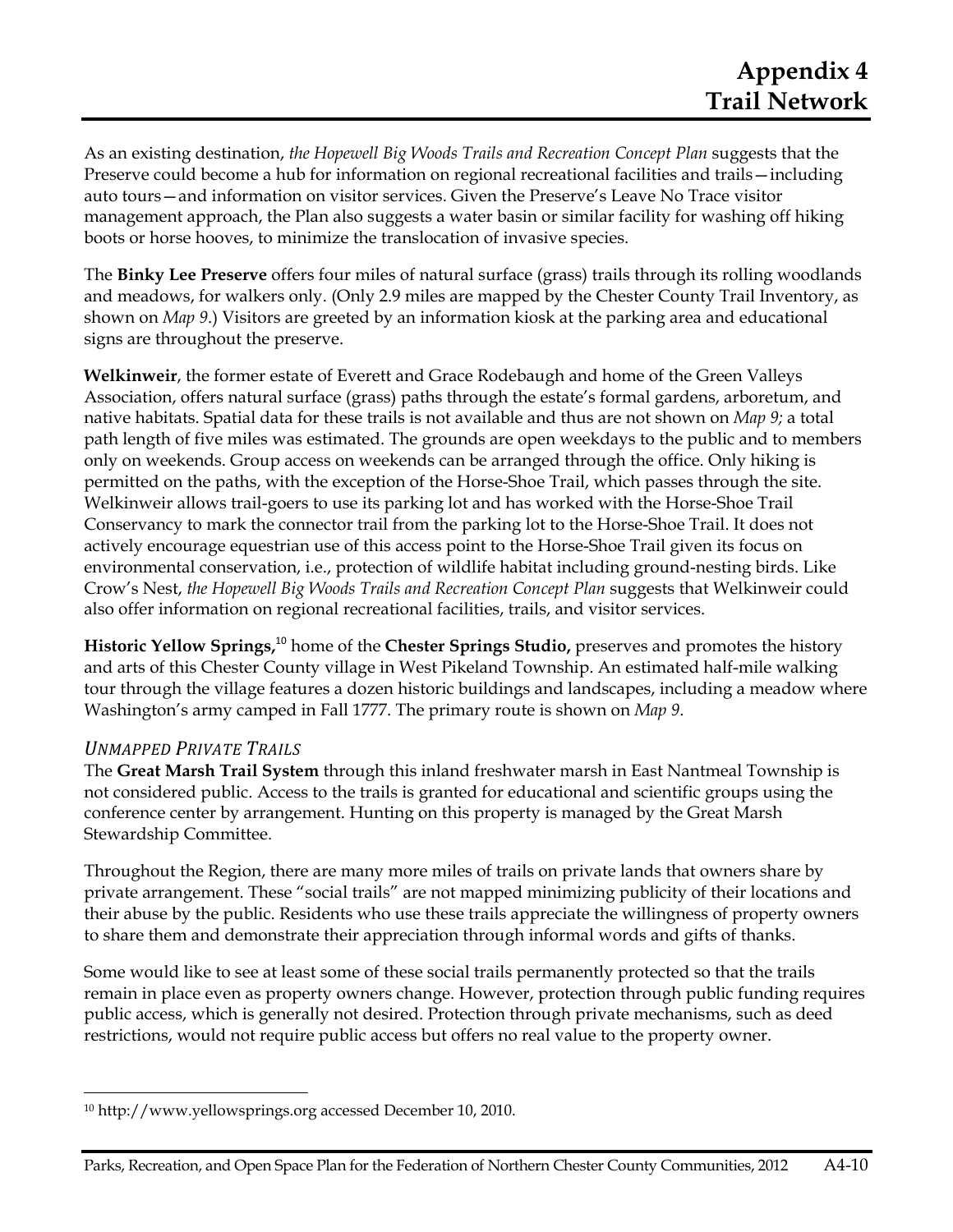As an existing destination, *the Hopewell Big Woods Trails and Recreation Concept Plan* suggests that the Preserve could become a hub for information on regional recreational facilities and trails—including auto tours—and information on visitor services. Given the Preserve's Leave No Trace visitor management approach, the Plan also suggests a water basin or similar facility for washing off hiking boots or horse hooves, to minimize the translocation of invasive species.

The **Binky Lee Preserve** offers four miles of natural surface (grass) trails through its rolling woodlands and meadows, for walkers only. (Only 2.9 miles are mapped by the Chester County Trail Inventory, as shown on *Map 9*.) Visitors are greeted by an information kiosk at the parking area and educational signs are throughout the preserve.

**Welkinweir**, the former estate of Everett and Grace Rodebaugh and home of the Green Valleys Association, offers natural surface (grass) paths through the estate's formal gardens, arboretum, and native habitats. Spatial data for these trails is not available and thus are not shown on *Map 9;* a total path length of five miles was estimated. The grounds are open weekdays to the public and to members only on weekends. Group access on weekends can be arranged through the office. Only hiking is permitted on the paths, with the exception of the Horse-Shoe Trail, which passes through the site. Welkinweir allows trail-goers to use its parking lot and has worked with the Horse-Shoe Trail Conservancy to mark the connector trail from the parking lot to the Horse-Shoe Trail. It does not actively encourage equestrian use of this access point to the Horse-Shoe Trail given its focus on environmental conservation, i.e., protection of wildlife habitat including ground-nesting birds. Like Crow's Nest, *the Hopewell Big Woods Trails and Recreation Concept Plan* suggests that Welkinweir could also offer information on regional recreational facilities, trails, and visitor services.

**Historic Yellow Springs,**[10] home of the **Chester Springs Studio,** preserves and promotes the history and arts of this Chester County village in West Pikeland Township. An estimated half-mile walking tour through the village features a dozen historic buildings and landscapes, including a meadow where Washington's army camped in Fall 1777. The primary route is shown on *Map 9*.

### *Unmapped Private Trails*

The **Great Marsh Trail System** through this inland freshwater marsh in East Nantmeal Township is not considered public. Access to the trails is granted for educational and scientific groups using the conference center by arrangement. Hunting on this property is managed by the Great Marsh Stewardship Committee.

Throughout the Region, there are many more miles of trails on private lands that owners share by private arrangement. These "social trails" are not mapped minimizing publicity of their locations and their abuse by the public. Residents who use these trails appreciate the willingness of property owners to share them and demonstrate their appreciation through informal words and gifts of thanks.

Some would like to see at least some of these social trails permanently protected so that the trails remain in place even as property owners change. However, protection through public funding requires public access, which is generally not desired. Protection through private mechanisms, such as deed restrictions, would not require public access but offers no real value to the property owner.

---

[10] http://www.yellowsprings.org accessed December 10, 2010.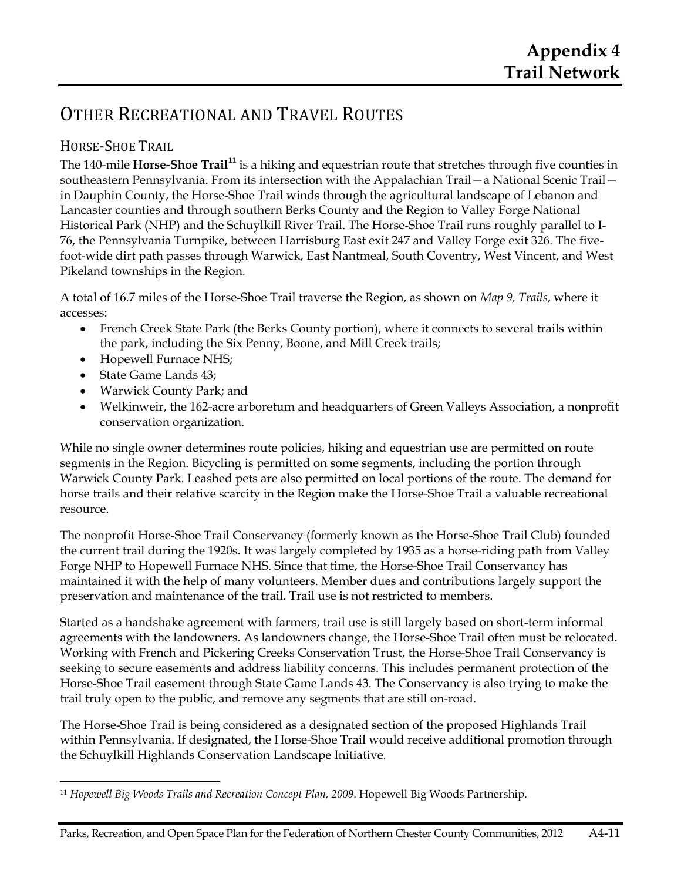# OTHER RECREATIONAL AND TRAVEL ROUTES

## HORSE-SHOE TRAIL

The 140-mile **Horse-Shoe Trail**[11] is a hiking and equestrian route that stretches through five counties in southeastern Pennsylvania. From its intersection with the Appalachian Trail—a National Scenic Trail—in Dauphin County, the Horse-Shoe Trail winds through the agricultural landscape of Lebanon and Lancaster counties and through southern Berks County and the Region to Valley Forge National Historical Park (NHP) and the Schuylkill River Trail. The Horse-Shoe Trail runs roughly parallel to I-76, the Pennsylvania Turnpike, between Harrisburg East exit 247 and Valley Forge exit 326. The five-foot-wide dirt path passes through Warwick, East Nantmeal, South Coventry, West Vincent, and West Pikeland townships in the Region.

A total of 16.7 miles of the Horse-Shoe Trail traverse the Region, as shown on *Map 9, Trails*, where it accesses:

- French Creek State Park (the Berks County portion), where it connects to several trails within the park, including the Six Penny, Boone, and Mill Creek trails;
- Hopewell Furnace NHS;
- State Game Lands 43;
- Warwick County Park; and
- Welkinweir, the 162-acre arboretum and headquarters of Green Valleys Association, a nonprofit conservation organization.

While no single owner determines route policies, hiking and equestrian use are permitted on route segments in the Region. Bicycling is permitted on some segments, including the portion through Warwick County Park. Leashed pets are also permitted on local portions of the route. The demand for horse trails and their relative scarcity in the Region make the Horse-Shoe Trail a valuable recreational resource.

The nonprofit Horse-Shoe Trail Conservancy (formerly known as the Horse-Shoe Trail Club) founded the current trail during the 1920s. It was largely completed by 1935 as a horse-riding path from Valley Forge NHP to Hopewell Furnace NHS. Since that time, the Horse-Shoe Trail Conservancy has maintained it with the help of many volunteers. Member dues and contributions largely support the preservation and maintenance of the trail. Trail use is not restricted to members.

Started as a handshake agreement with farmers, trail use is still largely based on short-term informal agreements with the landowners. As landowners change, the Horse-Shoe Trail often must be relocated. Working with French and Pickering Creeks Conservation Trust, the Horse-Shoe Trail Conservancy is seeking to secure easements and address liability concerns. This includes permanent protection of the Horse-Shoe Trail easement through State Game Lands 43. The Conservancy is also trying to make the trail truly open to the public, and remove any segments that are still on-road.

The Horse-Shoe Trail is being considered as a designated section of the proposed Highlands Trail within Pennsylvania. If designated, the Horse-Shoe Trail would receive additional promotion through the Schuylkill Highlands Conservation Landscape Initiative.

---

[11] *Hopewell Big Woods Trails and Recreation Concept Plan, 2009*. Hopewell Big Woods Partnership.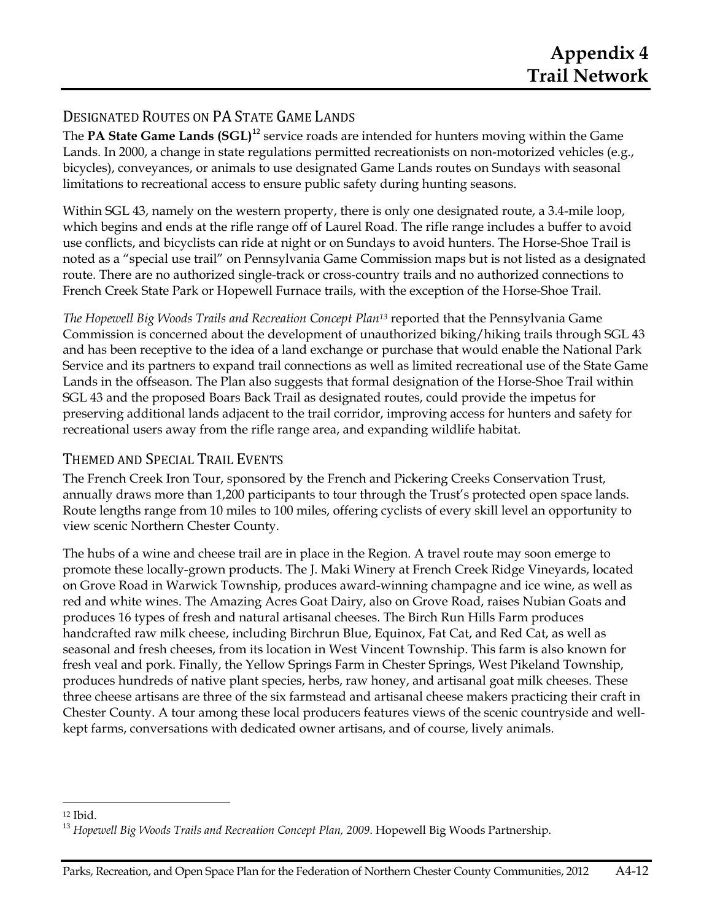## DESIGNATED ROUTES ON PA STATE GAME LANDS

The **PA State Game Lands (SGL)**[12] service roads are intended for hunters moving within the Game Lands. In 2000, a change in state regulations permitted recreationists on non-motorized vehicles (e.g., bicycles), conveyances, or animals to use designated Game Lands routes on Sundays with seasonal limitations to recreational access to ensure public safety during hunting seasons.

Within SGL 43, namely on the western property, there is only one designated route, a 3.4-mile loop, which begins and ends at the rifle range off of Laurel Road. The rifle range includes a buffer to avoid use conflicts, and bicyclists can ride at night or on Sundays to avoid hunters. The Horse-Shoe Trail is noted as a "special use trail" on Pennsylvania Game Commission maps but is not listed as a designated route. There are no authorized single-track or cross-country trails and no authorized connections to French Creek State Park or Hopewell Furnace trails, with the exception of the Horse-Shoe Trail.

*The Hopewell Big Woods Trails and Recreation Concept Plan*[13] reported that the Pennsylvania Game Commission is concerned about the development of unauthorized biking/hiking trails through SGL 43 and has been receptive to the idea of a land exchange or purchase that would enable the National Park Service and its partners to expand trail connections as well as limited recreational use of the State Game Lands in the offseason. The Plan also suggests that formal designation of the Horse-Shoe Trail within SGL 43 and the proposed Boars Back Trail as designated routes, could provide the impetus for preserving additional lands adjacent to the trail corridor, improving access for hunters and safety for recreational users away from the rifle range area, and expanding wildlife habitat.

## THEMED AND SPECIAL TRAIL EVENTS

The French Creek Iron Tour, sponsored by the French and Pickering Creeks Conservation Trust, annually draws more than 1,200 participants to tour through the Trust's protected open space lands. Route lengths range from 10 miles to 100 miles, offering cyclists of every skill level an opportunity to view scenic Northern Chester County.

The hubs of a wine and cheese trail are in place in the Region. A travel route may soon emerge to promote these locally-grown products. The J. Maki Winery at French Creek Ridge Vineyards, located on Grove Road in Warwick Township, produces award-winning champagne and ice wine, as well as red and white wines. The Amazing Acres Goat Dairy, also on Grove Road, raises Nubian Goats and produces 16 types of fresh and natural artisanal cheeses. The Birch Run Hills Farm produces handcrafted raw milk cheese, including Birchrun Blue, Equinox, Fat Cat, and Red Cat, as well as seasonal and fresh cheeses, from its location in West Vincent Township. This farm is also known for fresh veal and pork. Finally, the Yellow Springs Farm in Chester Springs, West Pikeland Township, produces hundreds of native plant species, herbs, raw honey, and artisanal goat milk cheeses. These three cheese artisans are three of the six farmstead and artisanal cheese makers practicing their craft in Chester County. A tour among these local producers features views of the scenic countryside and well-kept farms, conversations with dedicated owner artisans, and of course, lively animals.

---

[12] Ibid.

[13] *Hopewell Big Woods Trails and Recreation Concept Plan, 2009*. Hopewell Big Woods Partnership.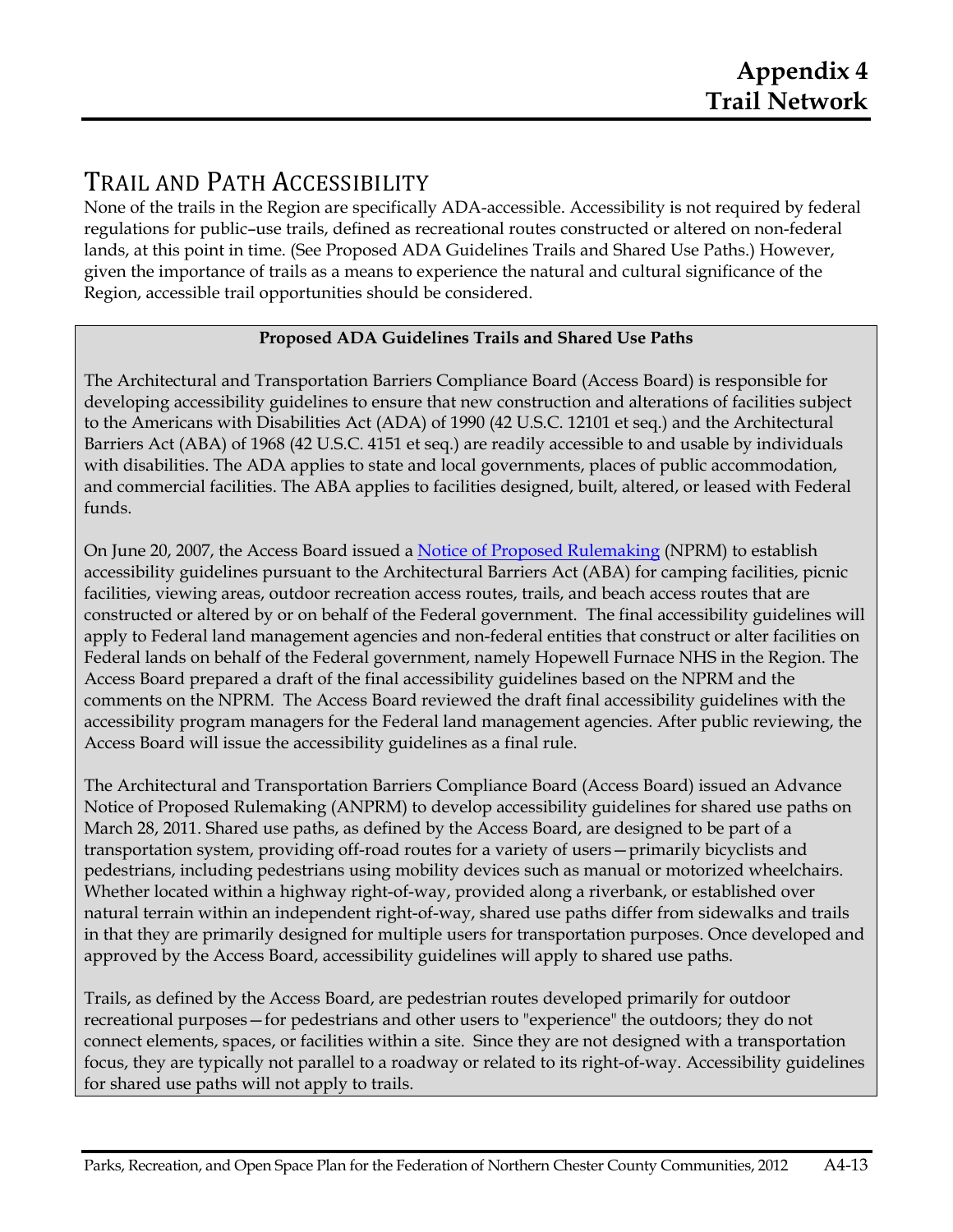# Trail and Path Accessibility

None of the trails in the Region are specifically ADA-accessible. Accessibility is not required by federal regulations for public–use trails, defined as recreational routes constructed or altered on non-federal lands, at this point in time. (See Proposed ADA Guidelines Trails and Shared Use Paths.) However, given the importance of trails as a means to experience the natural and cultural significance of the Region, accessible trail opportunities should be considered.

**Proposed ADA Guidelines Trails and Shared Use Paths**

The Architectural and Transportation Barriers Compliance Board (Access Board) is responsible for developing accessibility guidelines to ensure that new construction and alterations of facilities subject to the Americans with Disabilities Act (ADA) of 1990 (42 U.S.C. 12101 et seq.) and the Architectural Barriers Act (ABA) of 1968 (42 U.S.C. 4151 et seq.) are readily accessible to and usable by individuals with disabilities. The ADA applies to state and local governments, places of public accommodation, and commercial facilities. The ABA applies to facilities designed, built, altered, or leased with Federal funds.

On June 20, 2007, the Access Board issued a Notice of Proposed Rulemaking (NPRM) to establish accessibility guidelines pursuant to the Architectural Barriers Act (ABA) for camping facilities, picnic facilities, viewing areas, outdoor recreation access routes, trails, and beach access routes that are constructed or altered by or on behalf of the Federal government. The final accessibility guidelines will apply to Federal land management agencies and non-federal entities that construct or alter facilities on Federal lands on behalf of the Federal government, namely Hopewell Furnace NHS in the Region. The Access Board prepared a draft of the final accessibility guidelines based on the NPRM and the comments on the NPRM. The Access Board reviewed the draft final accessibility guidelines with the accessibility program managers for the Federal land management agencies. After public reviewing, the Access Board will issue the accessibility guidelines as a final rule.

The Architectural and Transportation Barriers Compliance Board (Access Board) issued an Advance Notice of Proposed Rulemaking (ANPRM) to develop accessibility guidelines for shared use paths on March 28, 2011. Shared use paths, as defined by the Access Board, are designed to be part of a transportation system, providing off-road routes for a variety of users—primarily bicyclists and pedestrians, including pedestrians using mobility devices such as manual or motorized wheelchairs. Whether located within a highway right-of-way, provided along a riverbank, or established over natural terrain within an independent right-of-way, shared use paths differ from sidewalks and trails in that they are primarily designed for multiple users for transportation purposes. Once developed and approved by the Access Board, accessibility guidelines will apply to shared use paths.

Trails, as defined by the Access Board, are pedestrian routes developed primarily for outdoor recreational purposes—for pedestrians and other users to "experience" the outdoors; they do not connect elements, spaces, or facilities within a site. Since they are not designed with a transportation focus, they are typically not parallel to a roadway or related to its right-of-way. Accessibility guidelines for shared use paths will not apply to trails.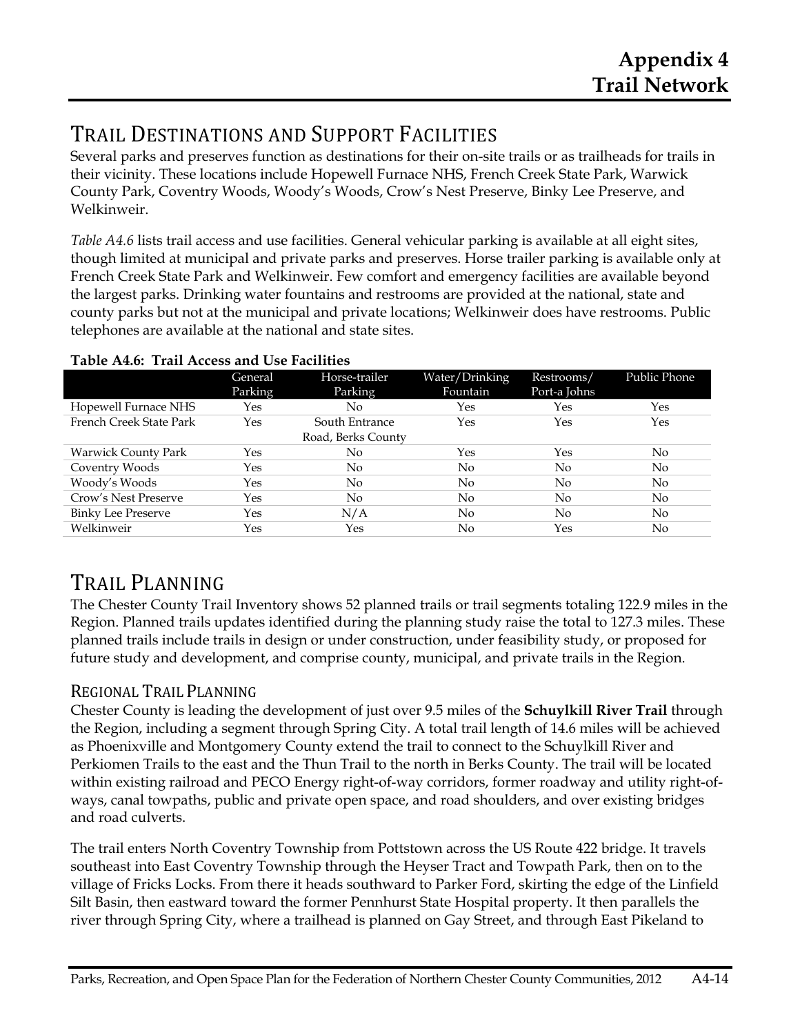## Trail Destinations and Support Facilities

Several parks and preserves function as destinations for their on-site trails or as trailheads for trails in their vicinity. These locations include Hopewell Furnace NHS, French Creek State Park, Warwick County Park, Coventry Woods, Woody's Woods, Crow's Nest Preserve, Binky Lee Preserve, and Welkinweir.

*Table A4.6* lists trail access and use facilities. General vehicular parking is available at all eight sites, though limited at municipal and private parks and preserves. Horse trailer parking is available only at French Creek State Park and Welkinweir. Few comfort and emergency facilities are available beyond the largest parks. Drinking water fountains and restrooms are provided at the national, state and county parks but not at the municipal and private locations; Welkinweir does have restrooms. Public telephones are available at the national and state sites.

**Table A4.6: Trail Access and Use Facilities**

| | General Parking | Horse-trailer Parking | Water/Drinking Fountain | Restrooms/ Port-a Johns | Public Phone |
|---|---|---|---|---|---|
| Hopewell Furnace NHS | Yes | No | Yes | Yes | Yes |
| French Creek State Park | Yes | South Entrance Road, Berks County | Yes | Yes | Yes |
| Warwick County Park | Yes | No | Yes | Yes | No |
| Coventry Woods | Yes | No | No | No | No |
| Woody's Woods | Yes | No | No | No | No |
| Crow's Nest Preserve | Yes | No | No | No | No |
| Binky Lee Preserve | Yes | N/A | No | No | No |
| Welkinweir | Yes | Yes | No | Yes | No |

## Trail Planning

The Chester County Trail Inventory shows 52 planned trails or trail segments totaling 122.9 miles in the Region. Planned trails updates identified during the planning study raise the total to 127.3 miles. These planned trails include trails in design or under construction, under feasibility study, or proposed for future study and development, and comprise county, municipal, and private trails in the Region.

### Regional Trail Planning

Chester County is leading the development of just over 9.5 miles of the **Schuylkill River Trail** through the Region, including a segment through Spring City. A total trail length of 14.6 miles will be achieved as Phoenixville and Montgomery County extend the trail to connect to the Schuylkill River and Perkiomen Trails to the east and the Thun Trail to the north in Berks County. The trail will be located within existing railroad and PECO Energy right-of-way corridors, former roadway and utility right-of-ways, canal towpaths, public and private open space, and road shoulders, and over existing bridges and road culverts.

The trail enters North Coventry Township from Pottstown across the US Route 422 bridge. It travels southeast into East Coventry Township through the Heyser Tract and Towpath Park, then on to the village of Fricks Locks. From there it heads southward to Parker Ford, skirting the edge of the Linfield Silt Basin, then eastward toward the former Pennhurst State Hospital property. It then parallels the river through Spring City, where a trailhead is planned on Gay Street, and through East Pikeland to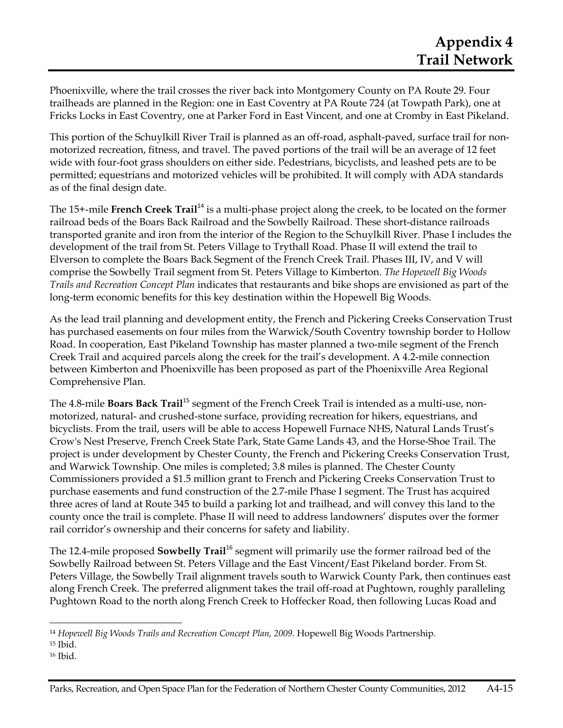Phoenixville, where the trail crosses the river back into Montgomery County on PA Route 29. Four trailheads are planned in the Region: one in East Coventry at PA Route 724 (at Towpath Park), one at Fricks Locks in East Coventry, one at Parker Ford in East Vincent, and one at Cromby in East Pikeland.

This portion of the Schuylkill River Trail is planned as an off-road, asphalt-paved, surface trail for non-motorized recreation, fitness, and travel. The paved portions of the trail will be an average of 12 feet wide with four-foot grass shoulders on either side. Pedestrians, bicyclists, and leashed pets are to be permitted; equestrians and motorized vehicles will be prohibited. It will comply with ADA standards as of the final design date.

The 15+-mile **French Creek Trail**[14] is a multi-phase project along the creek, to be located on the former railroad beds of the Boars Back Railroad and the Sowbelly Railroad. These short-distance railroads transported granite and iron from the interior of the Region to the Schuylkill River. Phase I includes the development of the trail from St. Peters Village to Trythall Road. Phase II will extend the trail to Elverson to complete the Boars Back Segment of the French Creek Trail. Phases III, IV, and V will comprise the Sowbelly Trail segment from St. Peters Village to Kimberton. *The Hopewell Big Woods Trails and Recreation Concept Plan* indicates that restaurants and bike shops are envisioned as part of the long-term economic benefits for this key destination within the Hopewell Big Woods.

As the lead trail planning and development entity, the French and Pickering Creeks Conservation Trust has purchased easements on four miles from the Warwick/South Coventry township border to Hollow Road. In cooperation, East Pikeland Township has master planned a two-mile segment of the French Creek Trail and acquired parcels along the creek for the trail's development. A 4.2-mile connection between Kimberton and Phoenixville has been proposed as part of the Phoenixville Area Regional Comprehensive Plan.

The 4.8-mile **Boars Back Trail**[15] segment of the French Creek Trail is intended as a multi-use, non-motorized, natural- and crushed-stone surface, providing recreation for hikers, equestrians, and bicyclists. From the trail, users will be able to access Hopewell Furnace NHS, Natural Lands Trust's Crow's Nest Preserve, French Creek State Park, State Game Lands 43, and the Horse-Shoe Trail. The project is under development by Chester County, the French and Pickering Creeks Conservation Trust, and Warwick Township. One miles is completed; 3.8 miles is planned. The Chester County Commissioners provided a $1.5 million grant to French and Pickering Creeks Conservation Trust to purchase easements and fund construction of the 2.7-mile Phase I segment. The Trust has acquired three acres of land at Route 345 to build a parking lot and trailhead, and will convey this land to the county once the trail is complete. Phase II will need to address landowners' disputes over the former rail corridor's ownership and their concerns for safety and liability.

The 12.4-mile proposed **Sowbelly Trail**[16] segment will primarily use the former railroad bed of the Sowbelly Railroad between St. Peters Village and the East Vincent/East Pikeland border. From St. Peters Village, the Sowbelly Trail alignment travels south to Warwick County Park, then continues east along French Creek. The preferred alignment takes the trail off-road at Pughtown, roughly paralleling Pughtown Road to the north along French Creek to Hoffecker Road, then following Lucas Road and

---

[14] *Hopewell Big Woods Trails and Recreation Concept Plan, 2009.* Hopewell Big Woods Partnership.

[15] Ibid.

[16] Ibid.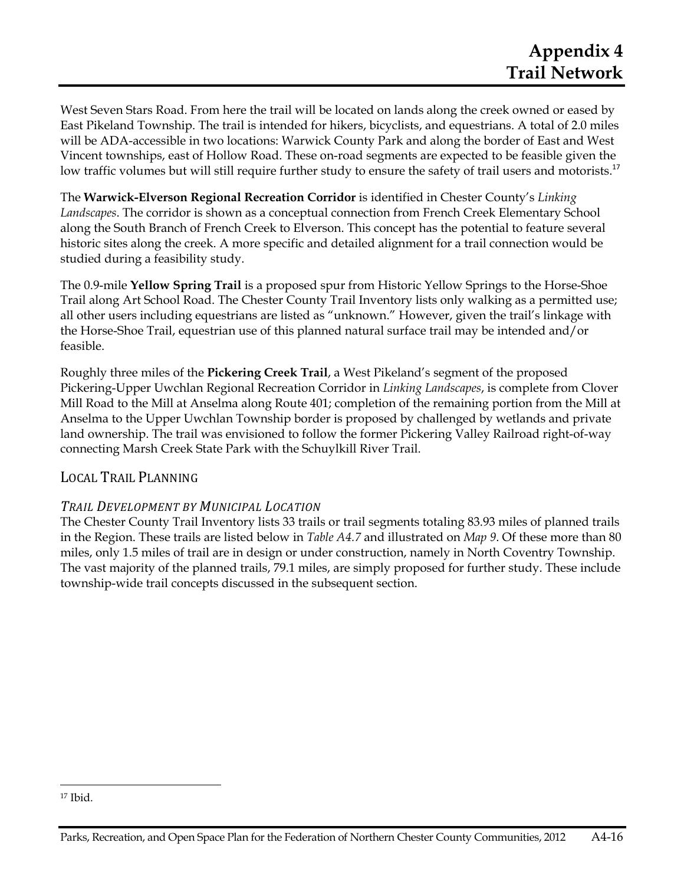West Seven Stars Road. From here the trail will be located on lands along the creek owned or eased by East Pikeland Township. The trail is intended for hikers, bicyclists, and equestrians. A total of 2.0 miles will be ADA-accessible in two locations: Warwick County Park and along the border of East and West Vincent townships, east of Hollow Road. These on-road segments are expected to be feasible given the low traffic volumes but will still require further study to ensure the safety of trail users and motorists.[17]

The **Warwick-Elverson Regional Recreation Corridor** is identified in Chester County's *Linking Landscapes*. The corridor is shown as a conceptual connection from French Creek Elementary School along the South Branch of French Creek to Elverson. This concept has the potential to feature several historic sites along the creek. A more specific and detailed alignment for a trail connection would be studied during a feasibility study.

The 0.9-mile **Yellow Spring Trail** is a proposed spur from Historic Yellow Springs to the Horse-Shoe Trail along Art School Road. The Chester County Trail Inventory lists only walking as a permitted use; all other users including equestrians are listed as "unknown." However, given the trail's linkage with the Horse-Shoe Trail, equestrian use of this planned natural surface trail may be intended and/or feasible.

Roughly three miles of the **Pickering Creek Trail**, a West Pikeland's segment of the proposed Pickering-Upper Uwchlan Regional Recreation Corridor in *Linking Landscapes*, is complete from Clover Mill Road to the Mill at Anselma along Route 401; completion of the remaining portion from the Mill at Anselma to the Upper Uwchlan Township border is proposed by challenged by wetlands and private land ownership. The trail was envisioned to follow the former Pickering Valley Railroad right-of-way connecting Marsh Creek State Park with the Schuylkill River Trail.

## Local Trail Planning

### *Trail Development by Municipal Location*

The Chester County Trail Inventory lists 33 trails or trail segments totaling 83.93 miles of planned trails in the Region. These trails are listed below in *Table A4.7* and illustrated on *Map 9*. Of these more than 80 miles, only 1.5 miles of trail are in design or under construction, namely in North Coventry Township. The vast majority of the planned trails, 79.1 miles, are simply proposed for further study. These include township-wide trail concepts discussed in the subsequent section.

[17] Ibid.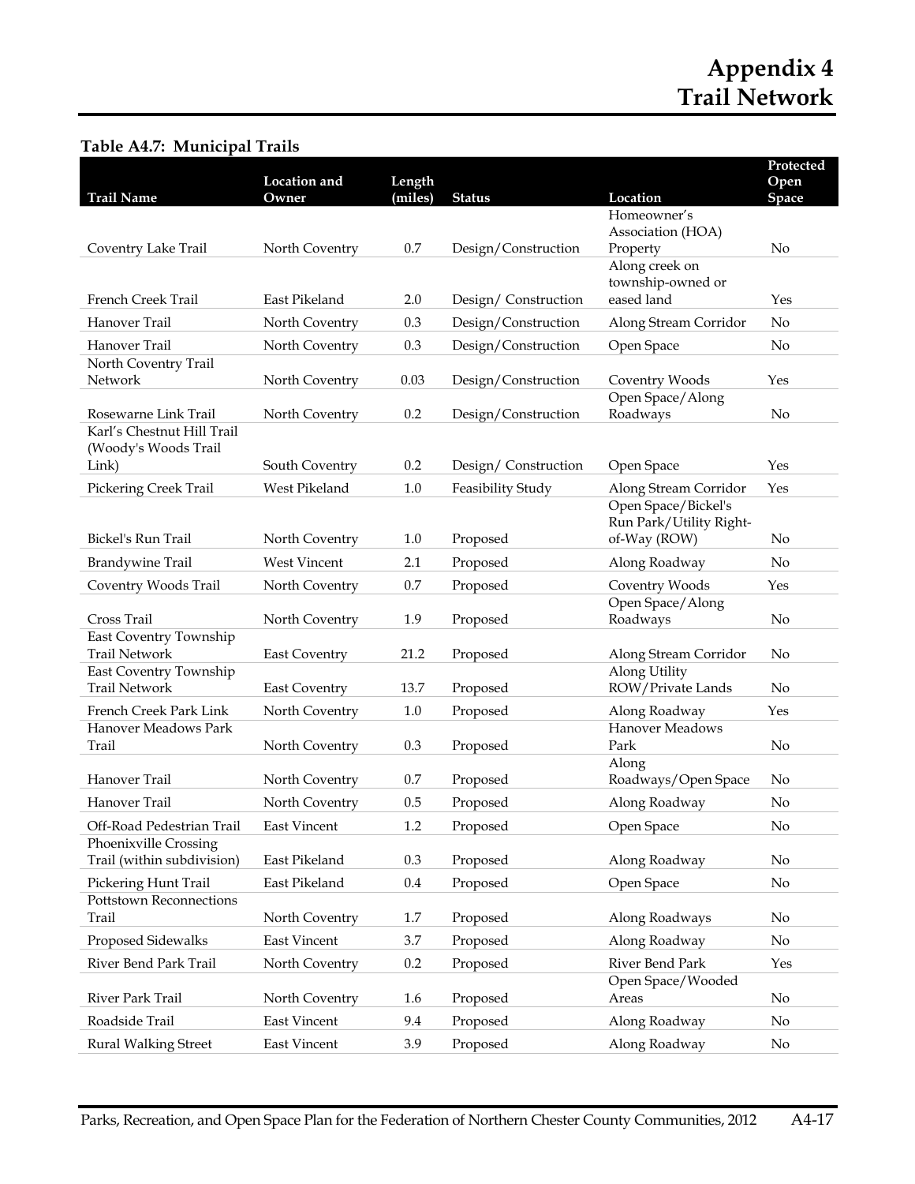# Appendix 4
# Trail Network

### Table A4.7: Municipal Trails

| Trail Name | Location and Owner | Length (miles) | Status | Location | Protected Open Space |
|---|---|---|---|---|---|
| Coventry Lake Trail | North Coventry | 0.7 | Design/Construction | Homeowner's Association (HOA) Property | No |
| French Creek Trail | East Pikeland | 2.0 | Design/ Construction | Along creek on township-owned or eased land | Yes |
| Hanover Trail | North Coventry | 0.3 | Design/Construction | Along Stream Corridor | No |
| Hanover Trail | North Coventry | 0.3 | Design/Construction | Open Space | No |
| North Coventry Trail Network | North Coventry | 0.03 | Design/Construction | Coventry Woods | Yes |
| Rosewarne Link Trail | North Coventry | 0.2 | Design/Construction | Open Space/Along Roadways | No |
| Karl's Chestnut Hill Trail (Woody's Woods Trail Link) | South Coventry | 0.2 | Design/ Construction | Open Space | Yes |
| Pickering Creek Trail | West Pikeland | 1.0 | Feasibility Study | Along Stream Corridor | Yes |
| Bickel's Run Trail | North Coventry | 1.0 | Proposed | Open Space/Bickel's Run Park/Utility Right-of-Way (ROW) | No |
| Brandywine Trail | West Vincent | 2.1 | Proposed | Along Roadway | No |
| Coventry Woods Trail | North Coventry | 0.7 | Proposed | Coventry Woods | Yes |
| Cross Trail | North Coventry | 1.9 | Proposed | Open Space/Along Roadways | No |
| East Coventry Township Trail Network | East Coventry | 21.2 | Proposed | Along Stream Corridor | No |
| East Coventry Township Trail Network | East Coventry | 13.7 | Proposed | Along Utility ROW/Private Lands | No |
| French Creek Park Link | North Coventry | 1.0 | Proposed | Along Roadway | Yes |
| Hanover Meadows Park Trail | North Coventry | 0.3 | Proposed | Hanover Meadows Park | No |
| Hanover Trail | North Coventry | 0.7 | Proposed | Along Roadways/Open Space | No |
| Hanover Trail | North Coventry | 0.5 | Proposed | Along Roadway | No |
| Off-Road Pedestrian Trail | East Vincent | 1.2 | Proposed | Open Space | No |
| Phoenixville Crossing Trail (within subdivision) | East Pikeland | 0.3 | Proposed | Along Roadway | No |
| Pickering Hunt Trail | East Pikeland | 0.4 | Proposed | Open Space | No |
| Pottstown Reconnections Trail | North Coventry | 1.7 | Proposed | Along Roadways | No |
| Proposed Sidewalks | East Vincent | 3.7 | Proposed | Along Roadway | No |
| River Bend Park Trail | North Coventry | 0.2 | Proposed | River Bend Park | Yes |
| River Park Trail | North Coventry | 1.6 | Proposed | Open Space/Wooded Areas | No |
| Roadside Trail | East Vincent | 9.4 | Proposed | Along Roadway | No |
| Rural Walking Street | East Vincent | 3.9 | Proposed | Along Roadway | No |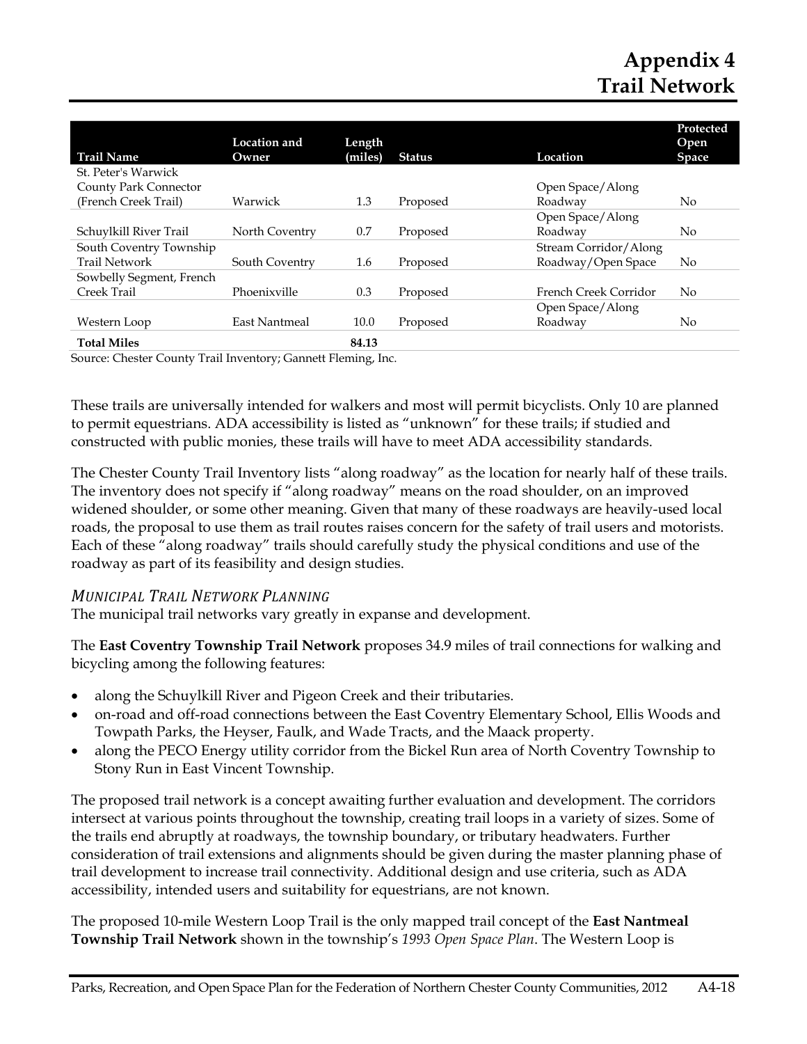# Appendix 4
# Trail Network

| Trail Name | Location and Owner | Length (miles) | Status | Location | Protected Open Space |
|---|---|---|---|---|---|
| St. Peter's Warwick County Park Connector (French Creek Trail) | Warwick | 1.3 | Proposed | Open Space/Along Roadway | No |
| Schuylkill River Trail | North Coventry | 0.7 | Proposed | Open Space/Along Roadway | No |
| South Coventry Township Trail Network | South Coventry | 1.6 | Proposed | Stream Corridor/Along Roadway/Open Space | No |
| Sowbelly Segment, French Creek Trail | Phoenixville | 0.3 | Proposed | French Creek Corridor | No |
| Western Loop | East Nantmeal | 10.0 | Proposed | Open Space/Along Roadway | No |
| **Total Miles** | | **84.13** | | | |

Source: Chester County Trail Inventory; Gannett Fleming, Inc.

These trails are universally intended for walkers and most will permit bicyclists. Only 10 are planned to permit equestrians. ADA accessibility is listed as "unknown" for these trails; if studied and constructed with public monies, these trails will have to meet ADA accessibility standards.

The Chester County Trail Inventory lists "along roadway" as the location for nearly half of these trails. The inventory does not specify if "along roadway" means on the road shoulder, on an improved widened shoulder, or some other meaning. Given that many of these roadways are heavily-used local roads, the proposal to use them as trail routes raises concern for the safety of trail users and motorists. Each of these "along roadway" trails should carefully study the physical conditions and use of the roadway as part of its feasibility and design studies.

### *Municipal Trail Network Planning*

The municipal trail networks vary greatly in expanse and development.

The **East Coventry Township Trail Network** proposes 34.9 miles of trail connections for walking and bicycling among the following features:

- along the Schuylkill River and Pigeon Creek and their tributaries.
- on-road and off-road connections between the East Coventry Elementary School, Ellis Woods and Towpath Parks, the Heyser, Faulk, and Wade Tracts, and the Maack property.
- along the PECO Energy utility corridor from the Bickel Run area of North Coventry Township to Stony Run in East Vincent Township.

The proposed trail network is a concept awaiting further evaluation and development. The corridors intersect at various points throughout the township, creating trail loops in a variety of sizes. Some of the trails end abruptly at roadways, the township boundary, or tributary headwaters. Further consideration of trail extensions and alignments should be given during the master planning phase of trail development to increase trail connectivity. Additional design and use criteria, such as ADA accessibility, intended users and suitability for equestrians, are not known.

The proposed 10-mile Western Loop Trail is the only mapped trail concept of the **East Nantmeal Township Trail Network** shown in the township's *1993 Open Space Plan*. The Western Loop is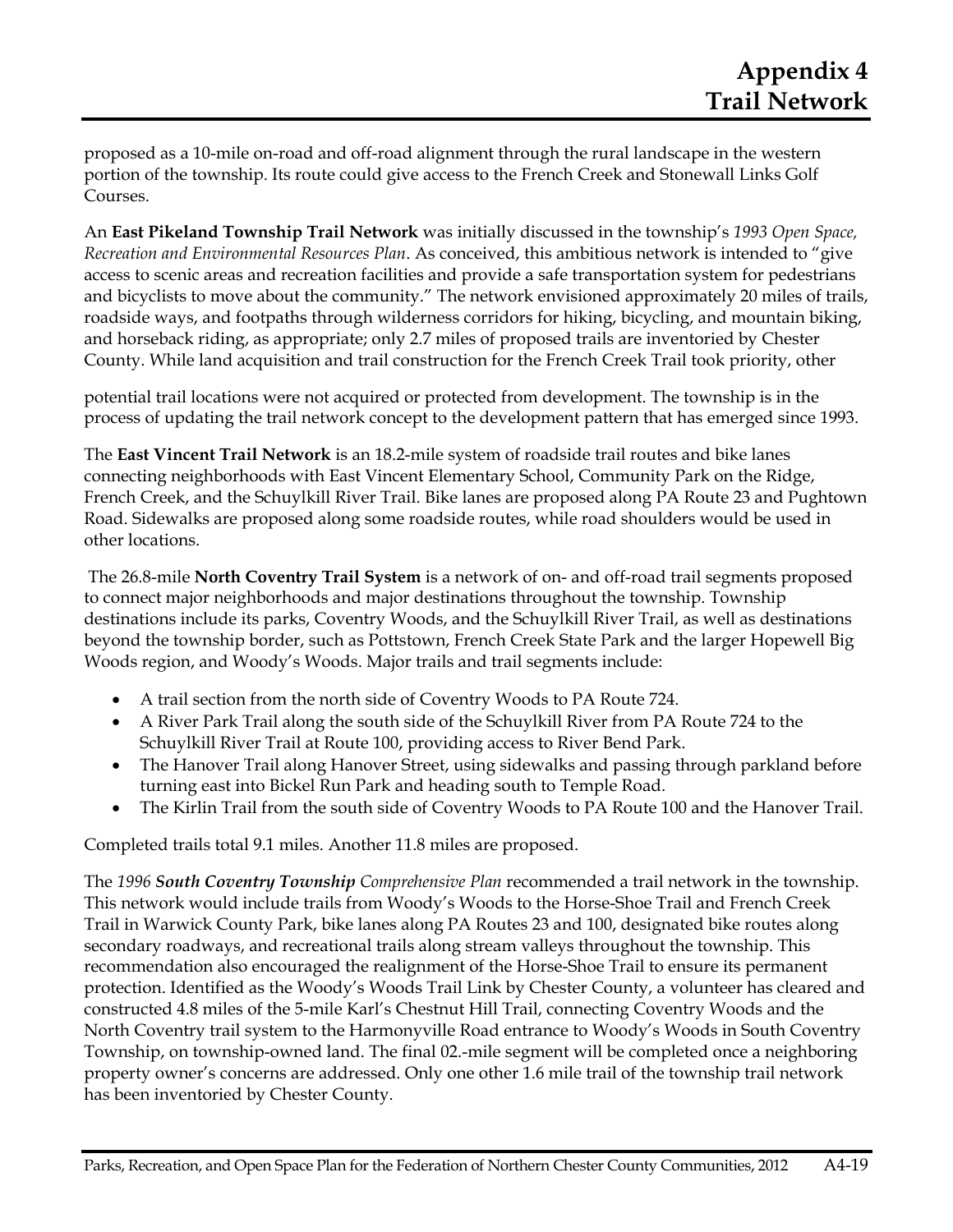proposed as a 10-mile on-road and off-road alignment through the rural landscape in the western portion of the township. Its route could give access to the French Creek and Stonewall Links Golf Courses.

An **East Pikeland Township Trail Network** was initially discussed in the township's *1993 Open Space, Recreation and Environmental Resources Plan*. As conceived, this ambitious network is intended to "give access to scenic areas and recreation facilities and provide a safe transportation system for pedestrians and bicyclists to move about the community." The network envisioned approximately 20 miles of trails, roadside ways, and footpaths through wilderness corridors for hiking, bicycling, and mountain biking, and horseback riding, as appropriate; only 2.7 miles of proposed trails are inventoried by Chester County. While land acquisition and trail construction for the French Creek Trail took priority, other

potential trail locations were not acquired or protected from development. The township is in the process of updating the trail network concept to the development pattern that has emerged since 1993.

The **East Vincent Trail Network** is an 18.2-mile system of roadside trail routes and bike lanes connecting neighborhoods with East Vincent Elementary School, Community Park on the Ridge, French Creek, and the Schuylkill River Trail. Bike lanes are proposed along PA Route 23 and Pughtown Road. Sidewalks are proposed along some roadside routes, while road shoulders would be used in other locations.

The 26.8-mile **North Coventry Trail System** is a network of on- and off-road trail segments proposed to connect major neighborhoods and major destinations throughout the township. Township destinations include its parks, Coventry Woods, and the Schuylkill River Trail, as well as destinations beyond the township border, such as Pottstown, French Creek State Park and the larger Hopewell Big Woods region, and Woody's Woods. Major trails and trail segments include:

- A trail section from the north side of Coventry Woods to PA Route 724.
- A River Park Trail along the south side of the Schuylkill River from PA Route 724 to the Schuylkill River Trail at Route 100, providing access to River Bend Park.
- The Hanover Trail along Hanover Street, using sidewalks and passing through parkland before turning east into Bickel Run Park and heading south to Temple Road.
- The Kirlin Trail from the south side of Coventry Woods to PA Route 100 and the Hanover Trail.

Completed trails total 9.1 miles. Another 11.8 miles are proposed.

The *1996* ***South Coventry Township*** *Comprehensive Plan* recommended a trail network in the township. This network would include trails from Woody's Woods to the Horse-Shoe Trail and French Creek Trail in Warwick County Park, bike lanes along PA Routes 23 and 100, designated bike routes along secondary roadways, and recreational trails along stream valleys throughout the township. This recommendation also encouraged the realignment of the Horse-Shoe Trail to ensure its permanent protection. Identified as the Woody's Woods Trail Link by Chester County, a volunteer has cleared and constructed 4.8 miles of the 5-mile Karl's Chestnut Hill Trail, connecting Coventry Woods and the North Coventry trail system to the Harmonyville Road entrance to Woody's Woods in South Coventry Township, on township-owned land. The final 02.-mile segment will be completed once a neighboring property owner's concerns are addressed. Only one other 1.6 mile trail of the township trail network has been inventoried by Chester County.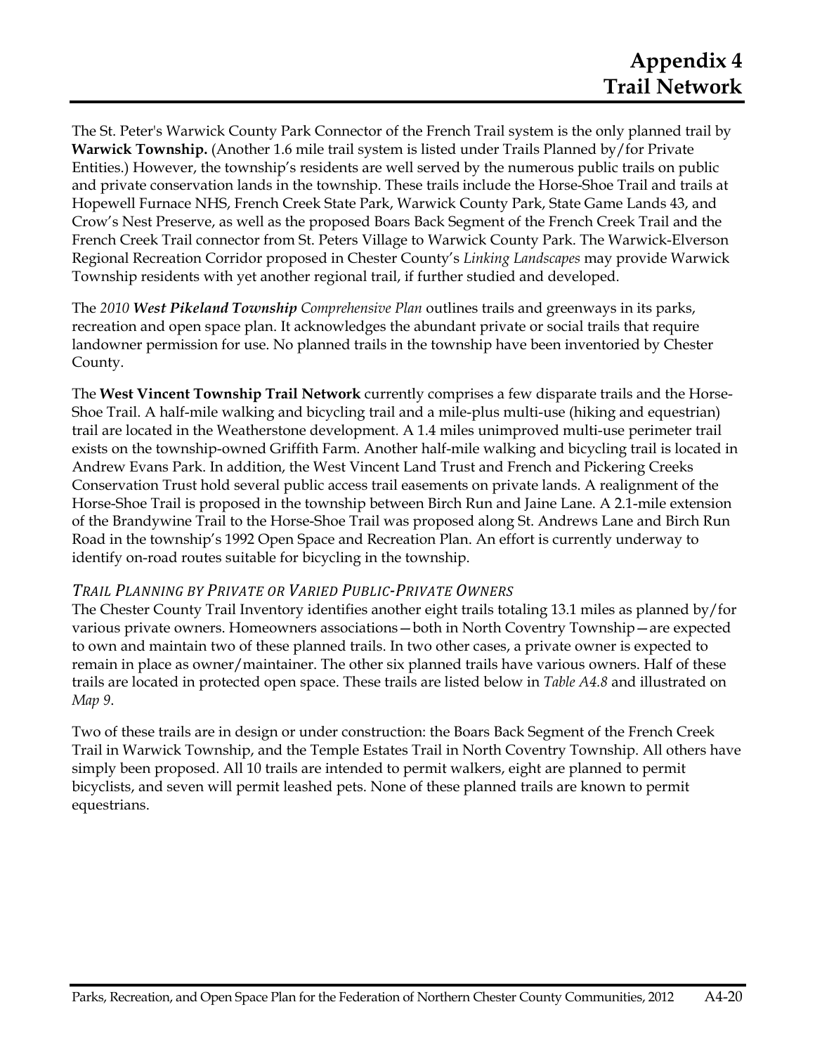The St. Peter's Warwick County Park Connector of the French Trail system is the only planned trail by **Warwick Township.** (Another 1.6 mile trail system is listed under Trails Planned by/for Private Entities.) However, the township's residents are well served by the numerous public trails on public and private conservation lands in the township. These trails include the Horse-Shoe Trail and trails at Hopewell Furnace NHS, French Creek State Park, Warwick County Park, State Game Lands 43, and Crow's Nest Preserve, as well as the proposed Boars Back Segment of the French Creek Trail and the French Creek Trail connector from St. Peters Village to Warwick County Park. The Warwick-Elverson Regional Recreation Corridor proposed in Chester County's *Linking Landscapes* may provide Warwick Township residents with yet another regional trail, if further studied and developed.

The *2010* ***West Pikeland Township*** *Comprehensive Plan* outlines trails and greenways in its parks, recreation and open space plan. It acknowledges the abundant private or social trails that require landowner permission for use. No planned trails in the township have been inventoried by Chester County.

The **West Vincent Township Trail Network** currently comprises a few disparate trails and the Horse-Shoe Trail. A half-mile walking and bicycling trail and a mile-plus multi-use (hiking and equestrian) trail are located in the Weatherstone development. A 1.4 miles unimproved multi-use perimeter trail exists on the township-owned Griffith Farm. Another half-mile walking and bicycling trail is located in Andrew Evans Park. In addition, the West Vincent Land Trust and French and Pickering Creeks Conservation Trust hold several public access trail easements on private lands. A realignment of the Horse-Shoe Trail is proposed in the township between Birch Run and Jaine Lane. A 2.1-mile extension of the Brandywine Trail to the Horse-Shoe Trail was proposed along St. Andrews Lane and Birch Run Road in the township's 1992 Open Space and Recreation Plan. An effort is currently underway to identify on-road routes suitable for bicycling in the township.

### *Trail Planning by Private or Varied Public-Private Owners*

The Chester County Trail Inventory identifies another eight trails totaling 13.1 miles as planned by/for various private owners. Homeowners associations—both in North Coventry Township—are expected to own and maintain two of these planned trails. In two other cases, a private owner is expected to remain in place as owner/maintainer. The other six planned trails have various owners. Half of these trails are located in protected open space. These trails are listed below in *Table A4.8* and illustrated on *Map 9*.

Two of these trails are in design or under construction: the Boars Back Segment of the French Creek Trail in Warwick Township, and the Temple Estates Trail in North Coventry Township. All others have simply been proposed. All 10 trails are intended to permit walkers, eight are planned to permit bicyclists, and seven will permit leashed pets. None of these planned trails are known to permit equestrians.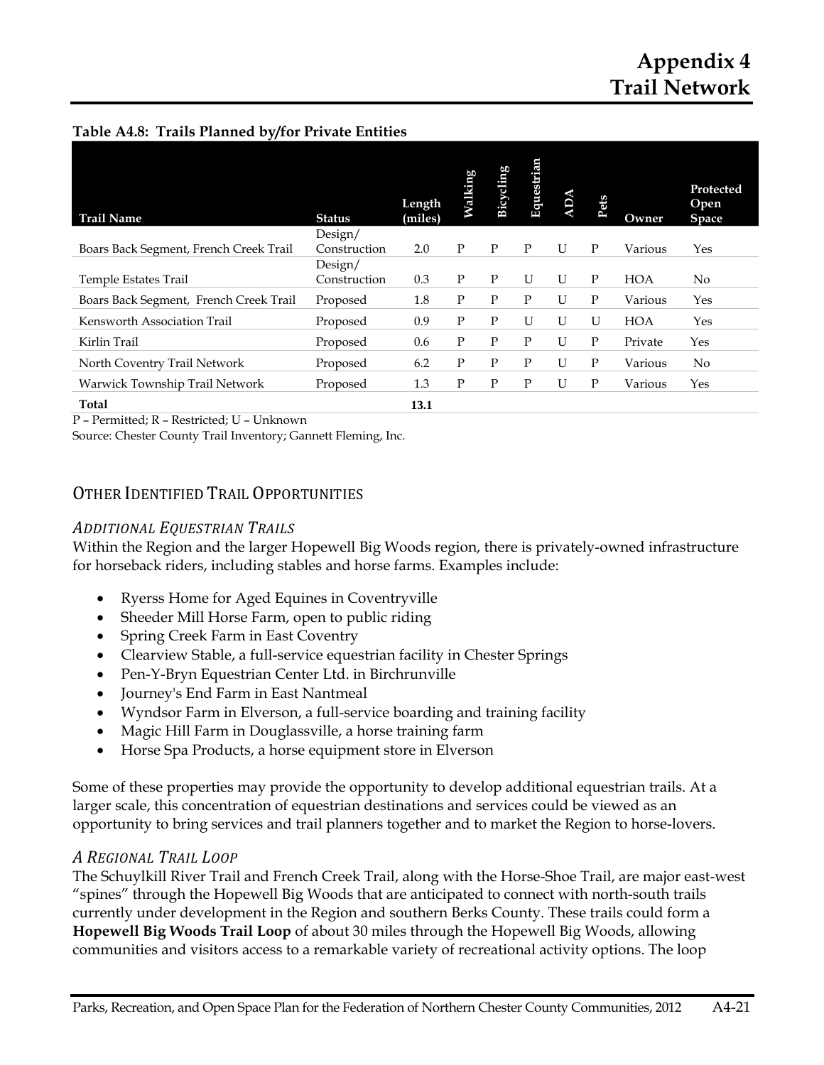**Table A4.8: Trails Planned by/for Private Entities**

| Trail Name | Status | Length (miles) | Walking | Bicycling | Equestrian | ADA | Pets | Owner | Protected Open Space |
|---|---|---|---|---|---|---|---|---|---|
| Boars Back Segment, French Creek Trail | Design/ Construction | 2.0 | P | P | P | U | P | Various | Yes |
| Temple Estates Trail | Design/ Construction | 0.3 | P | P | U | U | P | HOA | No |
| Boars Back Segment, French Creek Trail | Proposed | 1.8 | P | P | P | U | P | Various | Yes |
| Kensworth Association Trail | Proposed | 0.9 | P | P | U | U | U | HOA | Yes |
| Kirlin Trail | Proposed | 0.6 | P | P | P | U | P | Private | Yes |
| North Coventry Trail Network | Proposed | 6.2 | P | P | P | U | P | Various | No |
| Warwick Township Trail Network | Proposed | 1.3 | P | P | P | U | P | Various | Yes |
| **Total** | | **13.1** | | | | | | | |

P – Permitted; R – Restricted; U – Unknown

Source: Chester County Trail Inventory; Gannett Fleming, Inc.

## Other Identified Trail Opportunities

### *Additional Equestrian Trails*

Within the Region and the larger Hopewell Big Woods region, there is privately-owned infrastructure for horseback riders, including stables and horse farms. Examples include:

- Ryerss Home for Aged Equines in Coventryville
- Sheeder Mill Horse Farm, open to public riding
- Spring Creek Farm in East Coventry
- Clearview Stable, a full-service equestrian facility in Chester Springs
- Pen-Y-Bryn Equestrian Center Ltd. in Birchrunville
- Journey's End Farm in East Nantmeal
- Wyndsor Farm in Elverson, a full-service boarding and training facility
- Magic Hill Farm in Douglassville, a horse training farm
- Horse Spa Products, a horse equipment store in Elverson

Some of these properties may provide the opportunity to develop additional equestrian trails. At a larger scale, this concentration of equestrian destinations and services could be viewed as an opportunity to bring services and trail planners together and to market the Region to horse-lovers.

### *A Regional Trail Loop*

The Schuylkill River Trail and French Creek Trail, along with the Horse-Shoe Trail, are major east-west "spines" through the Hopewell Big Woods that are anticipated to connect with north-south trails currently under development in the Region and southern Berks County. These trails could form a **Hopewell Big Woods Trail Loop** of about 30 miles through the Hopewell Big Woods, allowing communities and visitors access to a remarkable variety of recreational activity options. The loop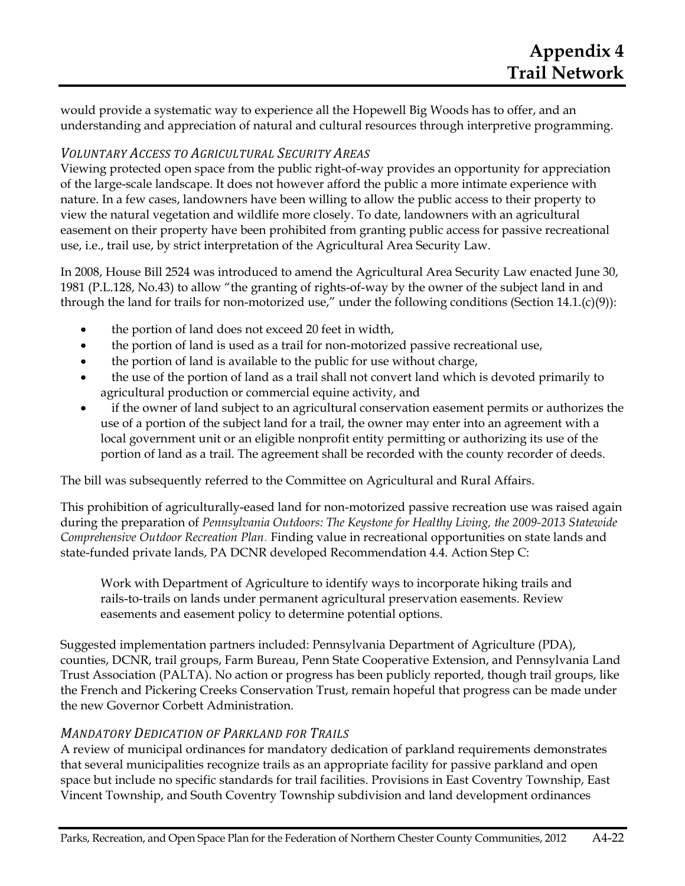would provide a systematic way to experience all the Hopewell Big Woods has to offer, and an understanding and appreciation of natural and cultural resources through interpretive programming.

### *Voluntary Access to Agricultural Security Areas*

Viewing protected open space from the public right-of-way provides an opportunity for appreciation of the large-scale landscape. It does not however afford the public a more intimate experience with nature. In a few cases, landowners have been willing to allow the public access to their property to view the natural vegetation and wildlife more closely. To date, landowners with an agricultural easement on their property have been prohibited from granting public access for passive recreational use, i.e., trail use, by strict interpretation of the Agricultural Area Security Law.

In 2008, House Bill 2524 was introduced to amend the Agricultural Area Security Law enacted June 30, 1981 (P.L.128, No.43) to allow "the granting of rights-of-way by the owner of the subject land in and through the land for trails for non-motorized use," under the following conditions (Section 14.1.(c)(9)):

- the portion of land does not exceed 20 feet in width,
- the portion of land is used as a trail for non-motorized passive recreational use,
- the portion of land is available to the public for use without charge,
- the use of the portion of land as a trail shall not convert land which is devoted primarily to agricultural production or commercial equine activity, and
- if the owner of land subject to an agricultural conservation easement permits or authorizes the use of a portion of the subject land for a trail, the owner may enter into an agreement with a local government unit or an eligible nonprofit entity permitting or authorizing its use of the portion of land as a trail. The agreement shall be recorded with the county recorder of deeds.

The bill was subsequently referred to the Committee on Agricultural and Rural Affairs.

This prohibition of agriculturally-eased land for non-motorized passive recreation use was raised again during the preparation of *Pennsylvania Outdoors: The Keystone for Healthy Living, the 2009-2013 Statewide Comprehensive Outdoor Recreation Plan*. Finding value in recreational opportunities on state lands and state-funded private lands, PA DCNR developed Recommendation 4.4. Action Step C:

> Work with Department of Agriculture to identify ways to incorporate hiking trails and rails-to-trails on lands under permanent agricultural preservation easements. Review easements and easement policy to determine potential options.

Suggested implementation partners included: Pennsylvania Department of Agriculture (PDA), counties, DCNR, trail groups, Farm Bureau, Penn State Cooperative Extension, and Pennsylvania Land Trust Association (PALTA). No action or progress has been publicly reported, though trail groups, like the French and Pickering Creeks Conservation Trust, remain hopeful that progress can be made under the new Governor Corbett Administration.

### *Mandatory Dedication of Parkland for Trails*

A review of municipal ordinances for mandatory dedication of parkland requirements demonstrates that several municipalities recognize trails as an appropriate facility for passive parkland and open space but include no specific standards for trail facilities. Provisions in East Coventry Township, East Vincent Township, and South Coventry Township subdivision and land development ordinances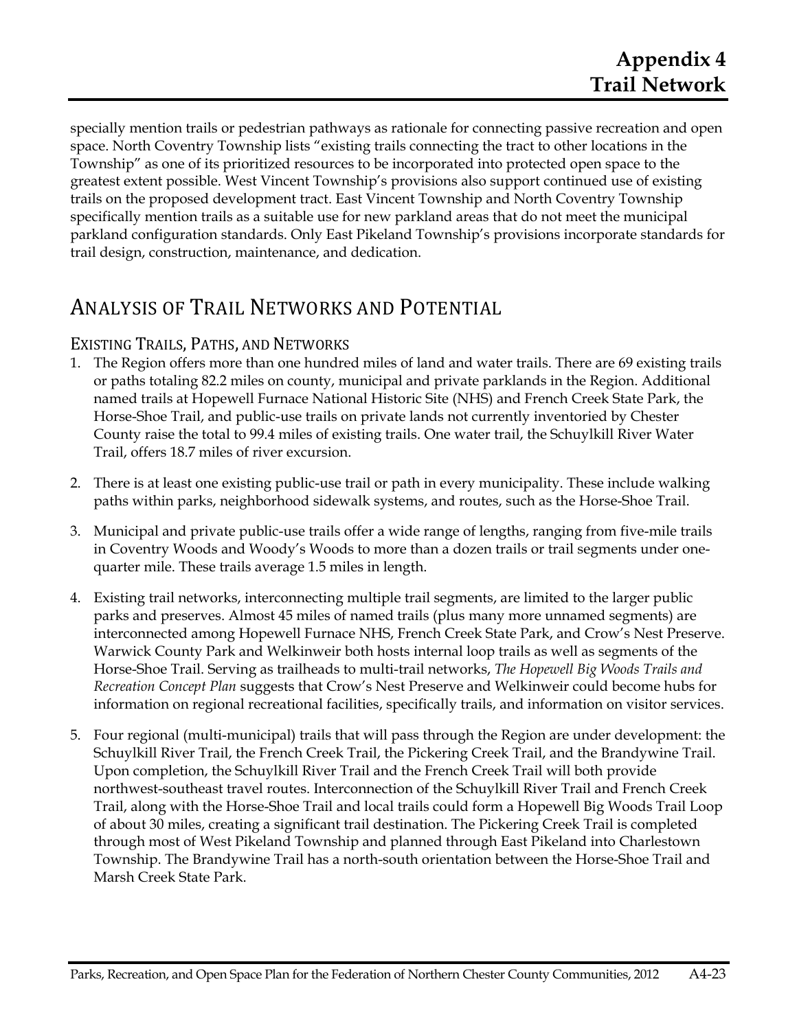specially mention trails or pedestrian pathways as rationale for connecting passive recreation and open space. North Coventry Township lists "existing trails connecting the tract to other locations in the Township" as one of its prioritized resources to be incorporated into protected open space to the greatest extent possible. West Vincent Township's provisions also support continued use of existing trails on the proposed development tract. East Vincent Township and North Coventry Township specifically mention trails as a suitable use for new parkland areas that do not meet the municipal parkland configuration standards. Only East Pikeland Township's provisions incorporate standards for trail design, construction, maintenance, and dedication.

## Analysis of Trail Networks and Potential

### Existing Trails, Paths, and Networks

1. The Region offers more than one hundred miles of land and water trails. There are 69 existing trails or paths totaling 82.2 miles on county, municipal and private parklands in the Region. Additional named trails at Hopewell Furnace National Historic Site (NHS) and French Creek State Park, the Horse-Shoe Trail, and public-use trails on private lands not currently inventoried by Chester County raise the total to 99.4 miles of existing trails. One water trail, the Schuylkill River Water Trail, offers 18.7 miles of river excursion.

2. There is at least one existing public-use trail or path in every municipality. These include walking paths within parks, neighborhood sidewalk systems, and routes, such as the Horse-Shoe Trail.

3. Municipal and private public-use trails offer a wide range of lengths, ranging from five-mile trails in Coventry Woods and Woody's Woods to more than a dozen trails or trail segments under one-quarter mile. These trails average 1.5 miles in length.

4. Existing trail networks, interconnecting multiple trail segments, are limited to the larger public parks and preserves. Almost 45 miles of named trails (plus many more unnamed segments) are interconnected among Hopewell Furnace NHS, French Creek State Park, and Crow's Nest Preserve. Warwick County Park and Welkinweir both hosts internal loop trails as well as segments of the Horse-Shoe Trail. Serving as trailheads to multi-trail networks, *The Hopewell Big Woods Trails and Recreation Concept Plan* suggests that Crow's Nest Preserve and Welkinweir could become hubs for information on regional recreational facilities, specifically trails, and information on visitor services.

5. Four regional (multi-municipal) trails that will pass through the Region are under development: the Schuylkill River Trail, the French Creek Trail, the Pickering Creek Trail, and the Brandywine Trail. Upon completion, the Schuylkill River Trail and the French Creek Trail will both provide northwest-southeast travel routes. Interconnection of the Schuylkill River Trail and French Creek Trail, along with the Horse-Shoe Trail and local trails could form a Hopewell Big Woods Trail Loop of about 30 miles, creating a significant trail destination. The Pickering Creek Trail is completed through most of West Pikeland Township and planned through East Pikeland into Charlestown Township. The Brandywine Trail has a north-south orientation between the Horse-Shoe Trail and Marsh Creek State Park.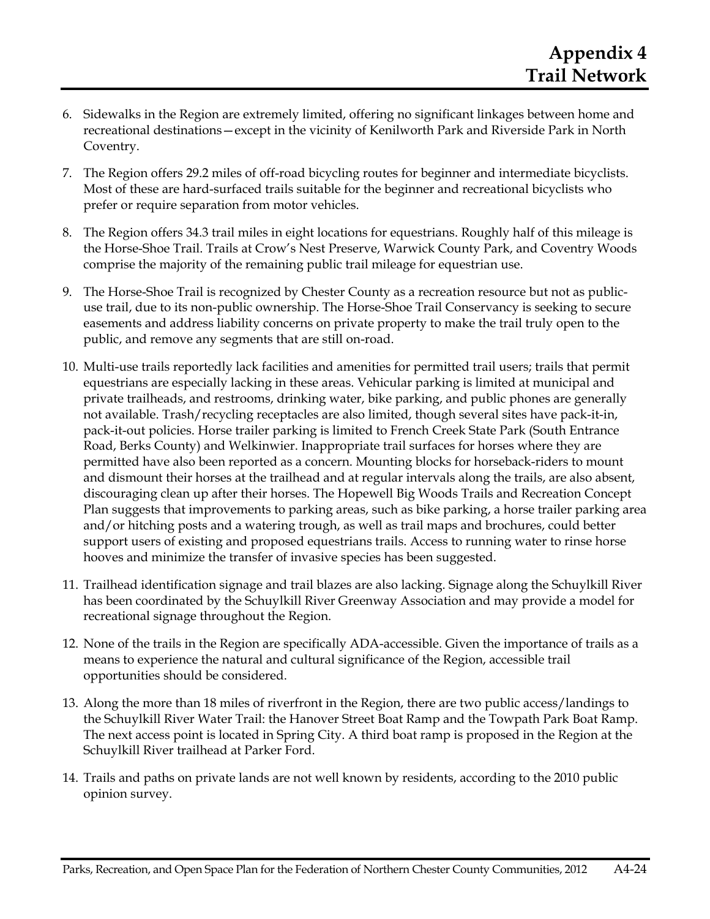6. Sidewalks in the Region are extremely limited, offering no significant linkages between home and recreational destinations—except in the vicinity of Kenilworth Park and Riverside Park in North Coventry.

7. The Region offers 29.2 miles of off-road bicycling routes for beginner and intermediate bicyclists. Most of these are hard-surfaced trails suitable for the beginner and recreational bicyclists who prefer or require separation from motor vehicles.

8. The Region offers 34.3 trail miles in eight locations for equestrians. Roughly half of this mileage is the Horse-Shoe Trail. Trails at Crow's Nest Preserve, Warwick County Park, and Coventry Woods comprise the majority of the remaining public trail mileage for equestrian use.

9. The Horse-Shoe Trail is recognized by Chester County as a recreation resource but not as public-use trail, due to its non-public ownership. The Horse-Shoe Trail Conservancy is seeking to secure easements and address liability concerns on private property to make the trail truly open to the public, and remove any segments that are still on-road.

10. Multi-use trails reportedly lack facilities and amenities for permitted trail users; trails that permit equestrians are especially lacking in these areas. Vehicular parking is limited at municipal and private trailheads, and restrooms, drinking water, bike parking, and public phones are generally not available. Trash/recycling receptacles are also limited, though several sites have pack-it-in, pack-it-out policies. Horse trailer parking is limited to French Creek State Park (South Entrance Road, Berks County) and Welkinwier. Inappropriate trail surfaces for horses where they are permitted have also been reported as a concern. Mounting blocks for horseback-riders to mount and dismount their horses at the trailhead and at regular intervals along the trails, are also absent, discouraging clean up after their horses. The Hopewell Big Woods Trails and Recreation Concept Plan suggests that improvements to parking areas, such as bike parking, a horse trailer parking area and/or hitching posts and a watering trough, as well as trail maps and brochures, could better support users of existing and proposed equestrians trails. Access to running water to rinse horse hooves and minimize the transfer of invasive species has been suggested.

11. Trailhead identification signage and trail blazes are also lacking. Signage along the Schuylkill River has been coordinated by the Schuylkill River Greenway Association and may provide a model for recreational signage throughout the Region.

12. None of the trails in the Region are specifically ADA-accessible. Given the importance of trails as a means to experience the natural and cultural significance of the Region, accessible trail opportunities should be considered.

13. Along the more than 18 miles of riverfront in the Region, there are two public access/landings to the Schuylkill River Water Trail: the Hanover Street Boat Ramp and the Towpath Park Boat Ramp. The next access point is located in Spring City. A third boat ramp is proposed in the Region at the Schuylkill River trailhead at Parker Ford.

14. Trails and paths on private lands are not well known by residents, according to the 2010 public opinion survey.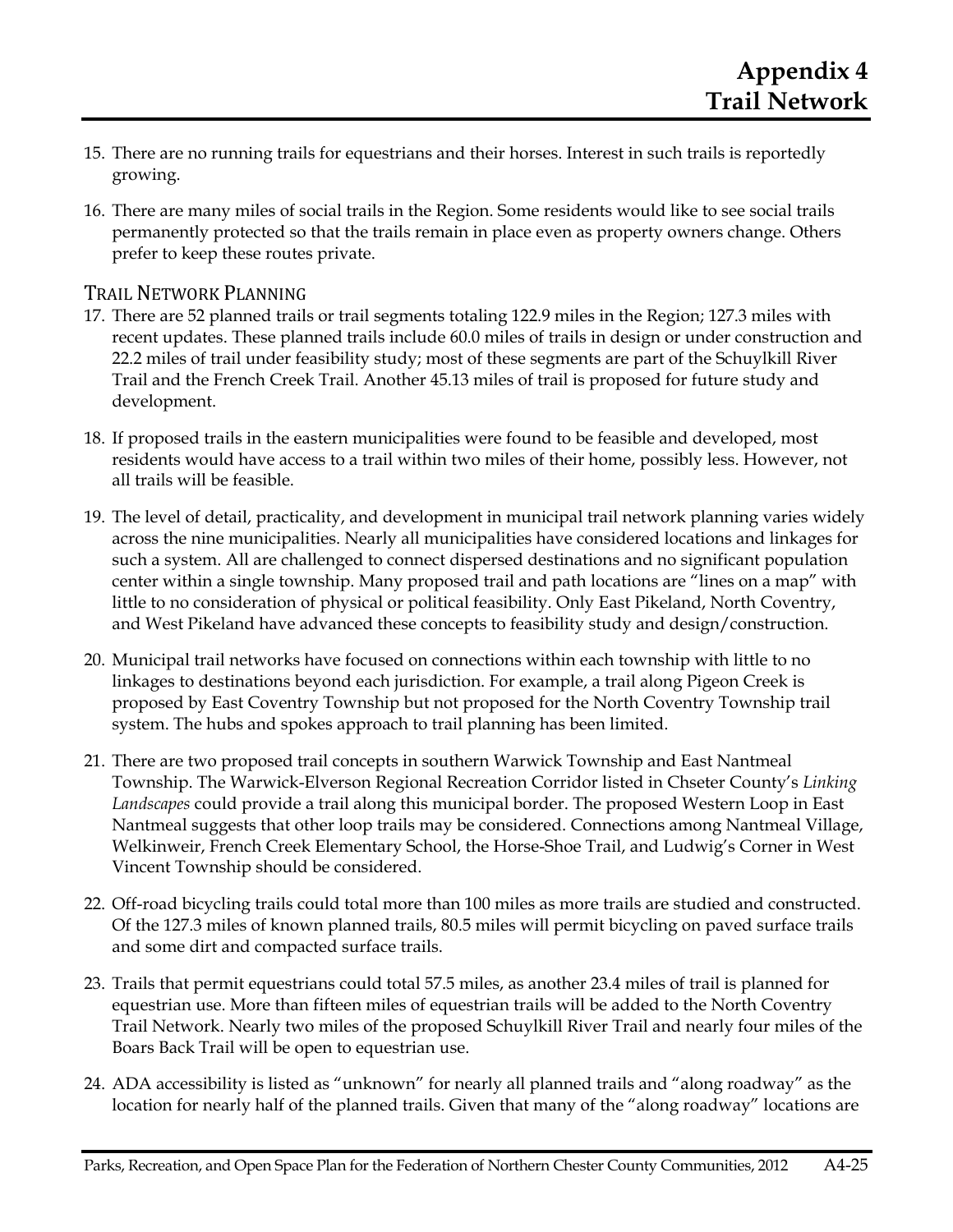15. There are no running trails for equestrians and their horses. Interest in such trails is reportedly growing.

16. There are many miles of social trails in the Region. Some residents would like to see social trails permanently protected so that the trails remain in place even as property owners change. Others prefer to keep these routes private.

## Trail Network Planning

17. There are 52 planned trails or trail segments totaling 122.9 miles in the Region; 127.3 miles with recent updates. These planned trails include 60.0 miles of trails in design or under construction and 22.2 miles of trail under feasibility study; most of these segments are part of the Schuylkill River Trail and the French Creek Trail. Another 45.13 miles of trail is proposed for future study and development.

18. If proposed trails in the eastern municipalities were found to be feasible and developed, most residents would have access to a trail within two miles of their home, possibly less. However, not all trails will be feasible.

19. The level of detail, practicality, and development in municipal trail network planning varies widely across the nine municipalities. Nearly all municipalities have considered locations and linkages for such a system. All are challenged to connect dispersed destinations and no significant population center within a single township. Many proposed trail and path locations are "lines on a map" with little to no consideration of physical or political feasibility. Only East Pikeland, North Coventry, and West Pikeland have advanced these concepts to feasibility study and design/construction.

20. Municipal trail networks have focused on connections within each township with little to no linkages to destinations beyond each jurisdiction. For example, a trail along Pigeon Creek is proposed by East Coventry Township but not proposed for the North Coventry Township trail system. The hubs and spokes approach to trail planning has been limited.

21. There are two proposed trail concepts in southern Warwick Township and East Nantmeal Township. The Warwick-Elverson Regional Recreation Corridor listed in Chseter County's *Linking Landscapes* could provide a trail along this municipal border. The proposed Western Loop in East Nantmeal suggests that other loop trails may be considered. Connections among Nantmeal Village, Welkinweir, French Creek Elementary School, the Horse-Shoe Trail, and Ludwig's Corner in West Vincent Township should be considered.

22. Off-road bicycling trails could total more than 100 miles as more trails are studied and constructed. Of the 127.3 miles of known planned trails, 80.5 miles will permit bicycling on paved surface trails and some dirt and compacted surface trails.

23. Trails that permit equestrians could total 57.5 miles, as another 23.4 miles of trail is planned for equestrian use. More than fifteen miles of equestrian trails will be added to the North Coventry Trail Network. Nearly two miles of the proposed Schuylkill River Trail and nearly four miles of the Boars Back Trail will be open to equestrian use.

24. ADA accessibility is listed as "unknown" for nearly all planned trails and "along roadway" as the location for nearly half of the planned trails. Given that many of the "along roadway" locations are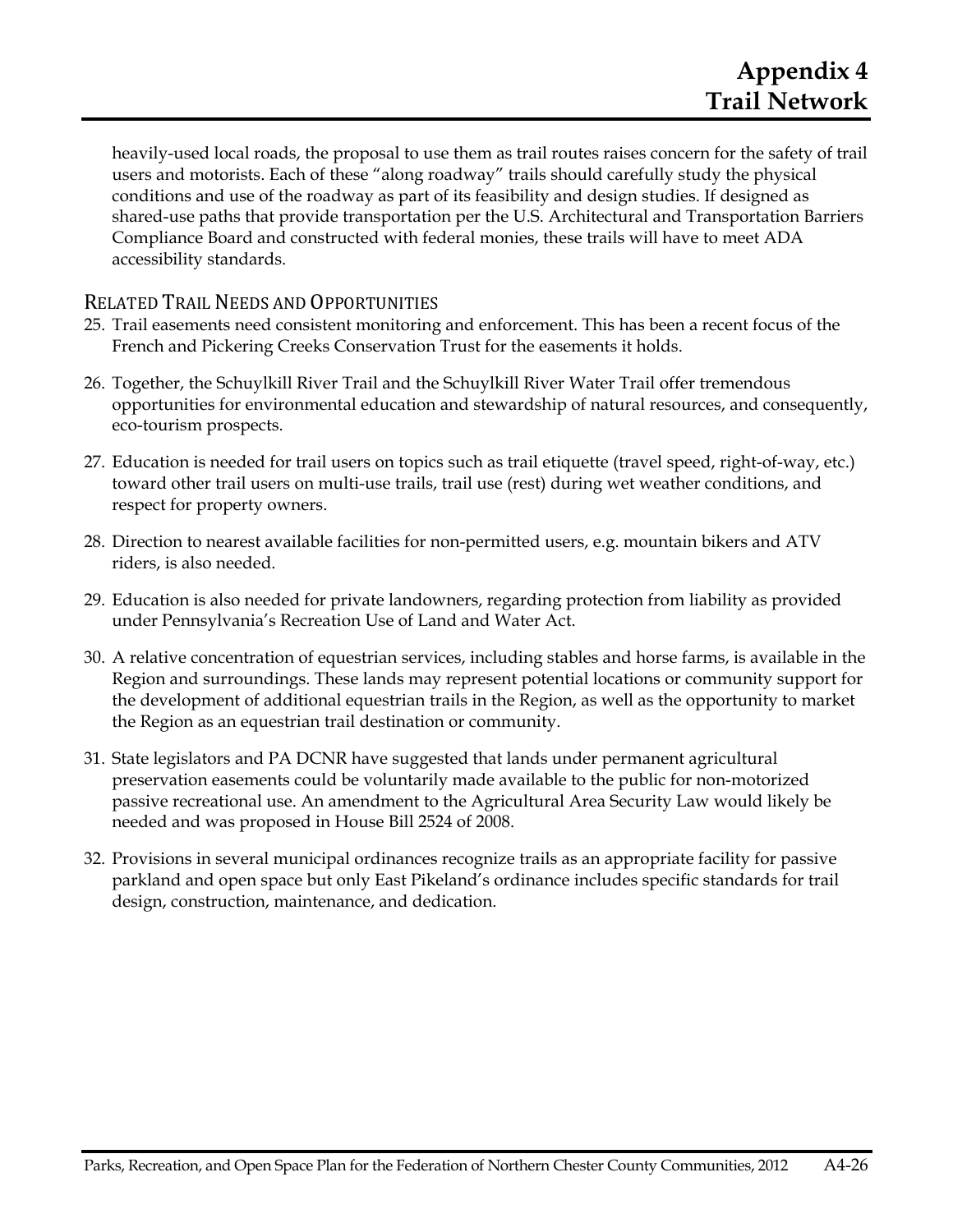heavily-used local roads, the proposal to use them as trail routes raises concern for the safety of trail users and motorists. Each of these "along roadway" trails should carefully study the physical conditions and use of the roadway as part of its feasibility and design studies. If designed as shared-use paths that provide transportation per the U.S. Architectural and Transportation Barriers Compliance Board and constructed with federal monies, these trails will have to meet ADA accessibility standards.

### Related Trail Needs and Opportunities

25. Trail easements need consistent monitoring and enforcement. This has been a recent focus of the French and Pickering Creeks Conservation Trust for the easements it holds.

26. Together, the Schuylkill River Trail and the Schuylkill River Water Trail offer tremendous opportunities for environmental education and stewardship of natural resources, and consequently, eco-tourism prospects.

27. Education is needed for trail users on topics such as trail etiquette (travel speed, right-of-way, etc.) toward other trail users on multi-use trails, trail use (rest) during wet weather conditions, and respect for property owners.

28. Direction to nearest available facilities for non-permitted users, e.g. mountain bikers and ATV riders, is also needed.

29. Education is also needed for private landowners, regarding protection from liability as provided under Pennsylvania's Recreation Use of Land and Water Act.

30. A relative concentration of equestrian services, including stables and horse farms, is available in the Region and surroundings. These lands may represent potential locations or community support for the development of additional equestrian trails in the Region, as well as the opportunity to market the Region as an equestrian trail destination or community.

31. State legislators and PA DCNR have suggested that lands under permanent agricultural preservation easements could be voluntarily made available to the public for non-motorized passive recreational use. An amendment to the Agricultural Area Security Law would likely be needed and was proposed in House Bill 2524 of 2008.

32. Provisions in several municipal ordinances recognize trails as an appropriate facility for passive parkland and open space but only East Pikeland's ordinance includes specific standards for trail design, construction, maintenance, and dedication.